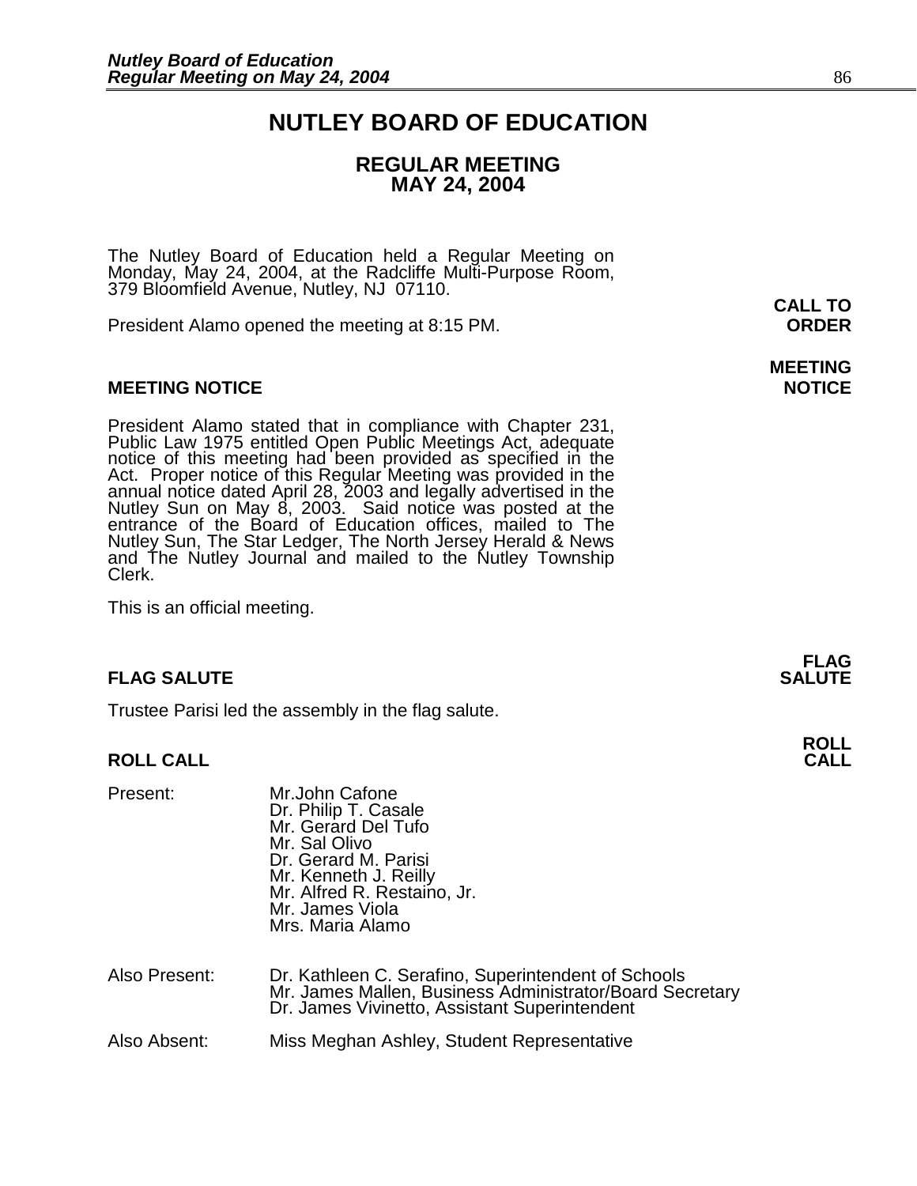# NUTLEY BOARD OF EDUCATION

## REGULAR MEETING
## MAY 24, 2004

The Nutley Board of Education held a Regular Meeting on Monday, May 24, 2004, at the Radcliffe Multi-Purpose Room, 379 Bloomfield Avenue, Nutley, NJ 07110.

**CALL TO ORDER**

President Alamo opened the meeting at 8:15 PM.

**MEETING NOTICE**

### MEETING NOTICE

President Alamo stated that in compliance with Chapter 231, Public Law 1975 entitled Open Public Meetings Act, adequate notice of this meeting had been provided as specified in the Act. Proper notice of this Regular Meeting was provided in the annual notice dated April 28, 2003 and legally advertised in the Nutley Sun on May 8, 2003. Said notice was posted at the entrance of the Board of Education offices, mailed to The Nutley Sun, The Star Ledger, The North Jersey Herald & News and The Nutley Journal and mailed to the Nutley Township Clerk.

This is an official meeting.

**FLAG SALUTE**

### FLAG SALUTE

Trustee Parisi led the assembly in the flag salute.

**ROLL CALL**

### ROLL CALL

Present:
- Mr.John Cafone
- Dr. Philip T. Casale
- Mr. Gerard Del Tufo
- Mr. Sal Olivo
- Dr. Gerard M. Parisi
- Mr. Kenneth J. Reilly
- Mr. Alfred R. Restaino, Jr.
- Mr. James Viola
- Mrs. Maria Alamo

Also Present:
- Dr. Kathleen C. Serafino, Superintendent of Schools
- Mr. James Mallen, Business Administrator/Board Secretary
- Dr. James Vivinetto, Assistant Superintendent

Also Absent:
- Miss Meghan Ashley, Student Representative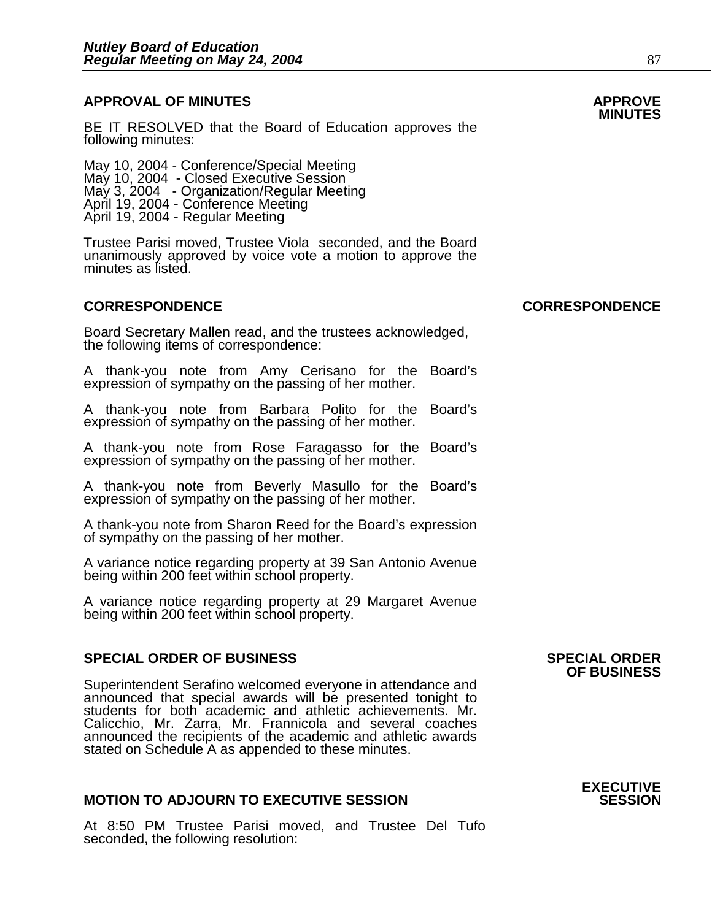## APPROVAL OF MINUTES

**APPROVE MINUTES**

BE IT RESOLVED that the Board of Education approves the following minutes:

May 10, 2004 - Conference/Special Meeting
May 10, 2004 - Closed Executive Session
May 3, 2004 - Organization/Regular Meeting
April 19, 2004 - Conference Meeting
April 19, 2004 - Regular Meeting

Trustee Parisi moved, Trustee Viola seconded, and the Board unanimously approved by voice vote a motion to approve the minutes as listed.

## CORRESPONDENCE

**CORRESPONDENCE**

Board Secretary Mallen read, and the trustees acknowledged, the following items of correspondence:

A thank-you note from Amy Cerisano for the Board's expression of sympathy on the passing of her mother.

A thank-you note from Barbara Polito for the Board's expression of sympathy on the passing of her mother.

A thank-you note from Rose Faragasso for the Board's expression of sympathy on the passing of her mother.

A thank-you note from Beverly Masullo for the Board's expression of sympathy on the passing of her mother.

A thank-you note from Sharon Reed for the Board's expression of sympathy on the passing of her mother.

A variance notice regarding property at 39 San Antonio Avenue being within 200 feet within school property.

A variance notice regarding property at 29 Margaret Avenue being within 200 feet within school property.

## SPECIAL ORDER OF BUSINESS

**SPECIAL ORDER OF BUSINESS**

Superintendent Serafino welcomed everyone in attendance and announced that special awards will be presented tonight to students for both academic and athletic achievements. Mr. Calicchio, Mr. Zarra, Mr. Frannicola and several coaches announced the recipients of the academic and athletic awards stated on Schedule A as appended to these minutes.

## MOTION TO ADJOURN TO EXECUTIVE SESSION

**EXECUTIVE SESSION**

At 8:50 PM Trustee Parisi moved, and Trustee Del Tufo seconded, the following resolution: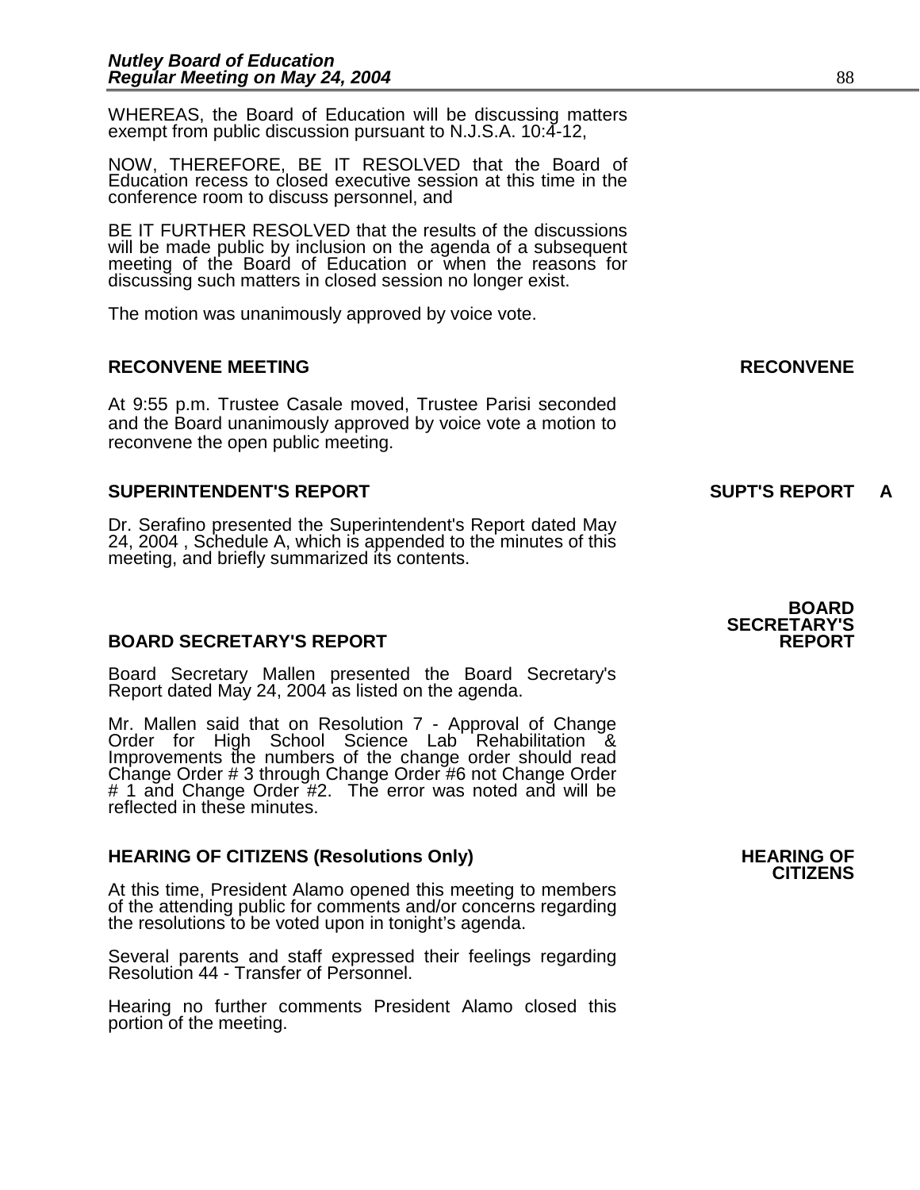WHEREAS, the Board of Education will be discussing matters exempt from public discussion pursuant to N.J.S.A. 10:4-12,

NOW, THEREFORE, BE IT RESOLVED that the Board of Education recess to closed executive session at this time in the conference room to discuss personnel, and

BE IT FURTHER RESOLVED that the results of the discussions will be made public by inclusion on the agenda of a subsequent meeting of the Board of Education or when the reasons for discussing such matters in closed session no longer exist.

The motion was unanimously approved by voice vote.

**RECONVENE MEETING** **RECONVENE**

At 9:55 p.m. Trustee Casale moved, Trustee Parisi seconded and the Board unanimously approved by voice vote a motion to reconvene the open public meeting.

**SUPERINTENDENT'S REPORT** **SUPT'S REPORT A**

Dr. Serafino presented the Superintendent's Report dated May 24, 2004 , Schedule A, which is appended to the minutes of this meeting, and briefly summarized its contents.

**BOARD SECRETARY'S REPORT** **BOARD SECRETARY'S REPORT**

Board Secretary Mallen presented the Board Secretary's Report dated May 24, 2004 as listed on the agenda.

Mr. Mallen said that on Resolution 7 - Approval of Change Order for High School Science Lab Rehabilitation & Improvements the numbers of the change order should read Change Order # 3 through Change Order #6 not Change Order # 1 and Change Order #2. The error was noted and will be reflected in these minutes.

**HEARING OF CITIZENS (Resolutions Only)** **HEARING OF CITIZENS**

At this time, President Alamo opened this meeting to members of the attending public for comments and/or concerns regarding the resolutions to be voted upon in tonight's agenda.

Several parents and staff expressed their feelings regarding Resolution 44 - Transfer of Personnel.

Hearing no further comments President Alamo closed this portion of the meeting.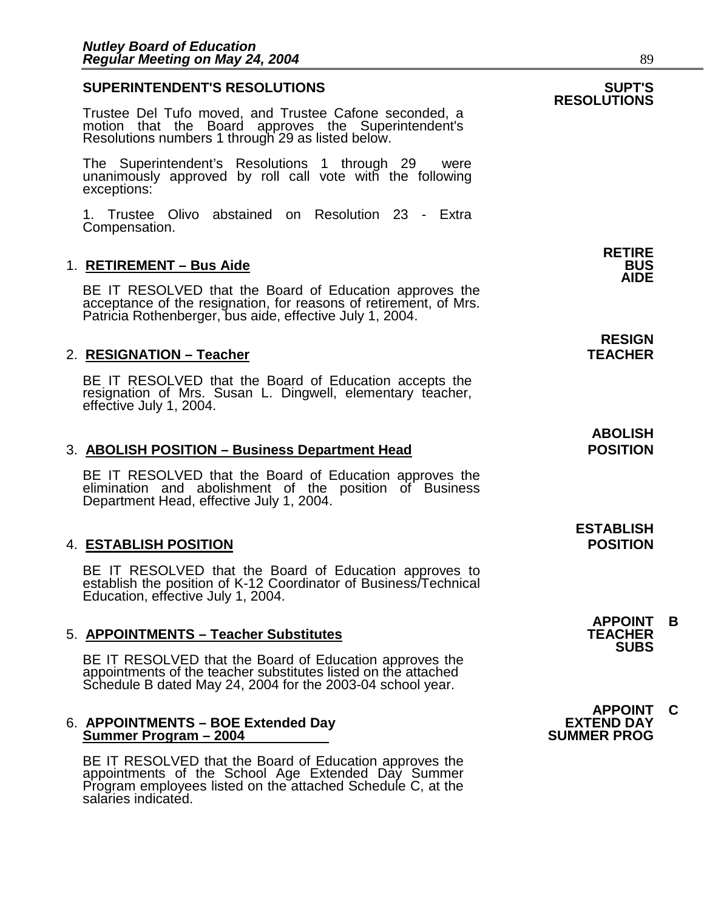## SUPERINTENDENT'S RESOLUTIONS

**SUPT'S RESOLUTIONS**

Trustee Del Tufo moved, and Trustee Cafone seconded, a motion that the Board approves the Superintendent's Resolutions numbers 1 through 29 as listed below.

The Superintendent's Resolutions 1 through 29 were unanimously approved by roll call vote with the following exceptions:

1. Trustee Olivo abstained on Resolution 23 - Extra Compensation.

**RETIRE BUS AIDE**

### 1. RETIREMENT – Bus Aide

BE IT RESOLVED that the Board of Education approves the acceptance of the resignation, for reasons of retirement, of Mrs. Patricia Rothenberger, bus aide, effective July 1, 2004.

**RESIGN TEACHER**

### 2. RESIGNATION – Teacher

BE IT RESOLVED that the Board of Education accepts the resignation of Mrs. Susan L. Dingwell, elementary teacher, effective July 1, 2004.

**ABOLISH POSITION**

### 3. ABOLISH POSITION – Business Department Head

BE IT RESOLVED that the Board of Education approves the elimination and abolishment of the position of Business Department Head, effective July 1, 2004.

**ESTABLISH POSITION**

### 4. ESTABLISH POSITION

BE IT RESOLVED that the Board of Education approves to establish the position of K-12 Coordinator of Business/Technical Education, effective July 1, 2004.

**APPOINT B TEACHER SUBS**

### 5. APPOINTMENTS – Teacher Substitutes

BE IT RESOLVED that the Board of Education approves the appointments of the teacher substitutes listed on the attached Schedule B dated May 24, 2004 for the 2003-04 school year.

**APPOINT C EXTEND DAY SUMMER PROG**

### 6. APPOINTMENTS – BOE Extended Day Summer Program – 2004

BE IT RESOLVED that the Board of Education approves the appointments of the School Age Extended Day Summer Program employees listed on the attached Schedule C, at the salaries indicated.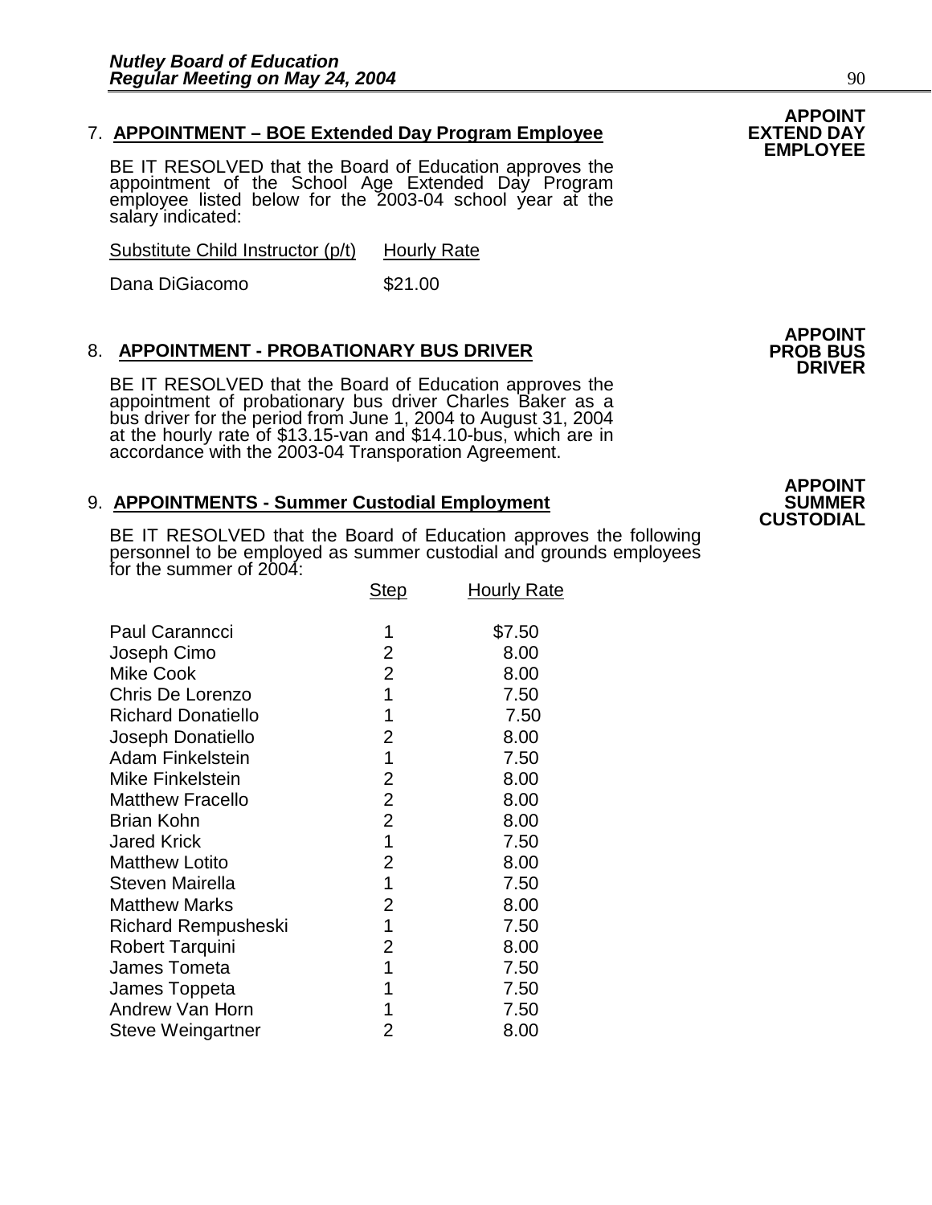7. **APPOINTMENT – BOE Extended Day Program Employee**

**APPOINT EXTEND DAY EMPLOYEE**

BE IT RESOLVED that the Board of Education approves the appointment of the School Age Extended Day Program employee listed below for the 2003-04 school year at the salary indicated:

| Substitute Child Instructor (p/t) | Hourly Rate |
|---|---|
| Dana DiGiacomo | \$21.00 |

8. **APPOINTMENT - PROBATIONARY BUS DRIVER**

**APPOINT PROB BUS DRIVER**

BE IT RESOLVED that the Board of Education approves the appointment of probationary bus driver Charles Baker as a bus driver for the period from June 1, 2004 to August 31, 2004 at the hourly rate of \$13.15-van and \$14.10-bus, which are in accordance with the 2003-04 Transporation Agreement.

9. **APPOINTMENTS - Summer Custodial Employment**

**APPOINT SUMMER CUSTODIAL**

BE IT RESOLVED that the Board of Education approves the following personnel to be employed as summer custodial and grounds employees for the summer of 2004:

| | Step | Hourly Rate |
|---|---|---|
| Paul Caranncci | 1 | \$7.50 |
| Joseph Cimo | 2 | 8.00 |
| Mike Cook | 2 | 8.00 |
| Chris De Lorenzo | 1 | 7.50 |
| Richard Donatiello | 1 | 7.50 |
| Joseph Donatiello | 2 | 8.00 |
| Adam Finkelstein | 1 | 7.50 |
| Mike Finkelstein | 2 | 8.00 |
| Matthew Fracello | 2 | 8.00 |
| Brian Kohn | 2 | 8.00 |
| Jared Krick | 1 | 7.50 |
| Matthew Lotito | 2 | 8.00 |
| Steven Mairella | 1 | 7.50 |
| Matthew Marks | 2 | 8.00 |
| Richard Rempusheski | 1 | 7.50 |
| Robert Tarquini | 2 | 8.00 |
| James Tometa | 1 | 7.50 |
| James Toppeta | 1 | 7.50 |
| Andrew Van Horn | 1 | 7.50 |
| Steve Weingartner | 2 | 8.00 |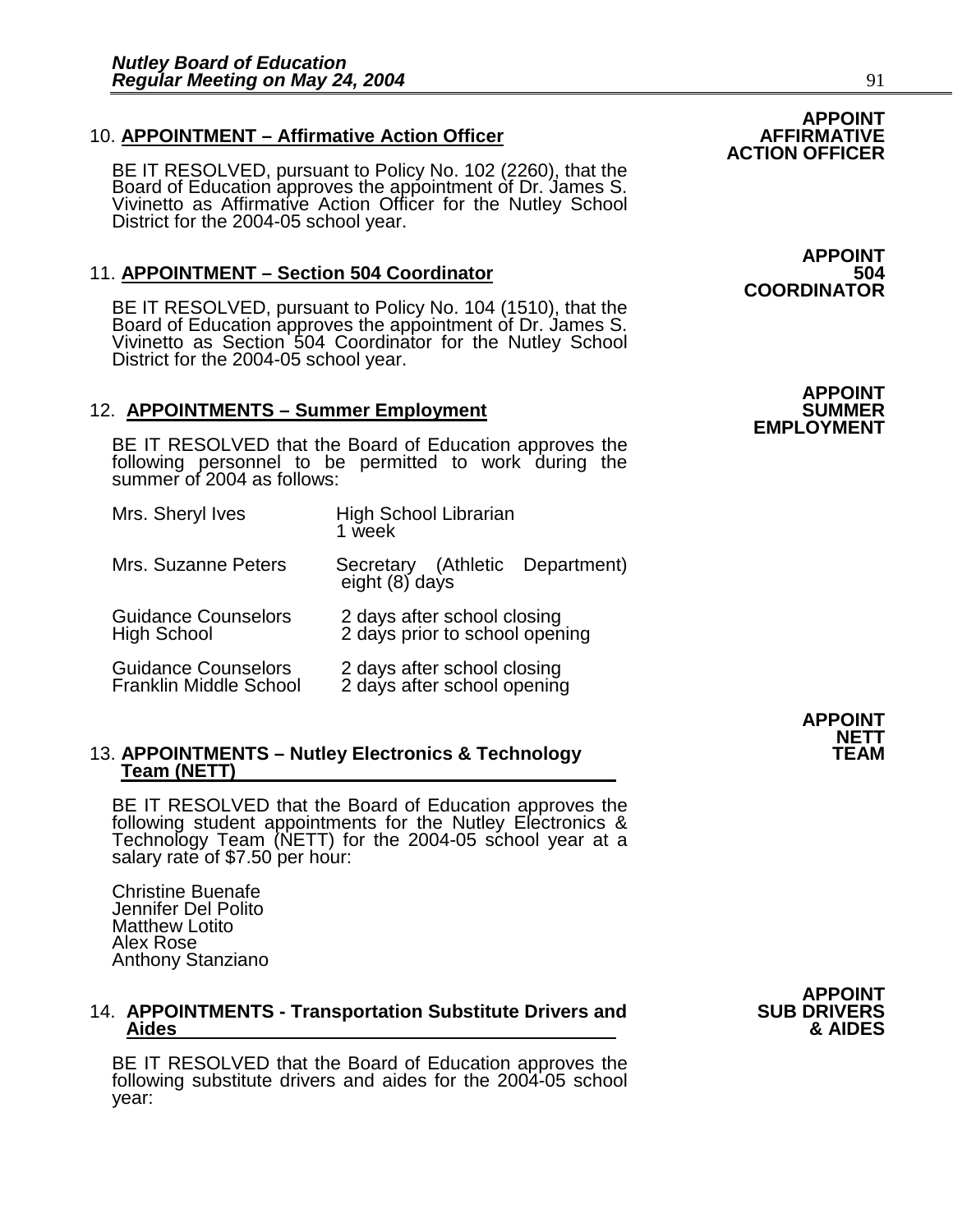**APPOINT AFFIRMATIVE ACTION OFFICER**

10. **APPOINTMENT – Affirmative Action Officer**

BE IT RESOLVED, pursuant to Policy No. 102 (2260), that the Board of Education approves the appointment of Dr. James S. Vivinetto as Affirmative Action Officer for the Nutley School District for the 2004-05 school year.

**APPOINT 504 COORDINATOR**

11. **APPOINTMENT – Section 504 Coordinator**

BE IT RESOLVED, pursuant to Policy No. 104 (1510), that the Board of Education approves the appointment of Dr. James S. Vivinetto as Section 504 Coordinator for the Nutley School District for the 2004-05 school year.

**APPOINT SUMMER EMPLOYMENT**

12. **APPOINTMENTS – Summer Employment**

BE IT RESOLVED that the Board of Education approves the following personnel to be permitted to work during the summer of 2004 as follows:

| | |
|---|---|
| Mrs. Sheryl Ives | High School Librarian<br>1 week |
| Mrs. Suzanne Peters | Secretary (Athletic Department)<br>eight (8) days |
| Guidance Counselors<br>High School | 2 days after school closing<br>2 days prior to school opening |
| Guidance Counselors<br>Franklin Middle School | 2 days after school closing<br>2 days after school opening |

**APPOINT NETT TEAM**

13. **APPOINTMENTS – Nutley Electronics & Technology Team (NETT)**

BE IT RESOLVED that the Board of Education approves the following student appointments for the Nutley Electronics & Technology Team (NETT) for the 2004-05 school year at a salary rate of $7.50 per hour:

Christine Buenafe
Jennifer Del Polito
Matthew Lotito
Alex Rose
Anthony Stanziano

**APPOINT SUB DRIVERS & AIDES**

14. **APPOINTMENTS - Transportation Substitute Drivers and Aides**

BE IT RESOLVED that the Board of Education approves the following substitute drivers and aides for the 2004-05 school year: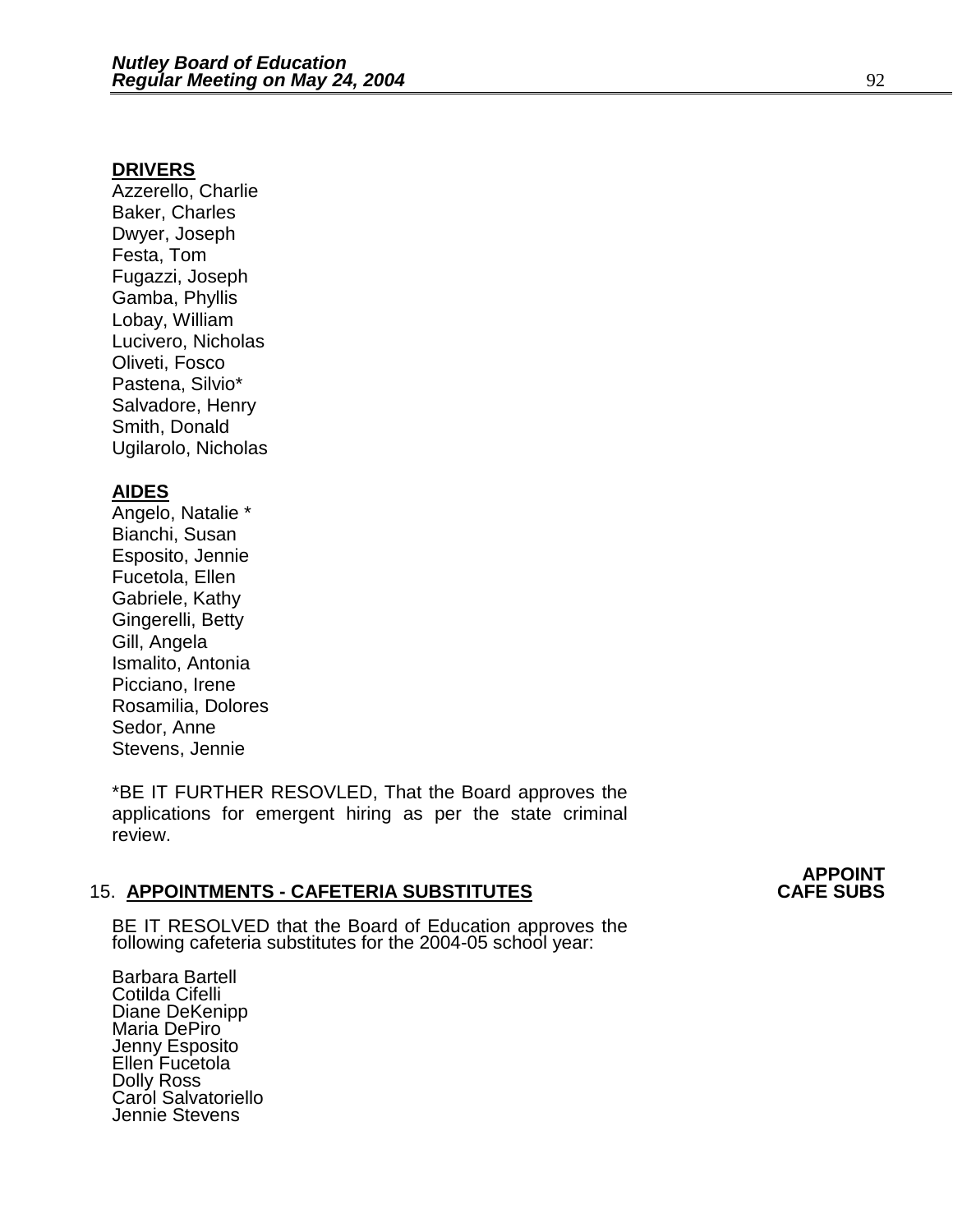**DRIVERS**

Azzerello, Charlie
Baker, Charles
Dwyer, Joseph
Festa, Tom
Fugazzi, Joseph
Gamba, Phyllis
Lobay, William
Lucivero, Nicholas
Oliveti, Fosco
Pastena, Silvio*
Salvadore, Henry
Smith, Donald
Ugilarolo, Nicholas

**AIDES**

Angelo, Natalie *
Bianchi, Susan
Esposito, Jennie
Fucetola, Ellen
Gabriele, Kathy
Gingerelli, Betty
Gill, Angela
Ismalito, Antonia
Picciano, Irene
Rosamilia, Dolores
Sedor, Anne
Stevens, Jennie

*BE IT FURTHER RESOVLED, That the Board approves the applications for emergent hiring as per the state criminal review.

15. **APPOINTMENTS - CAFETERIA SUBSTITUTES** **APPOINT CAFE SUBS**

BE IT RESOLVED that the Board of Education approves the following cafeteria substitutes for the 2004-05 school year:

Barbara Bartell
Cotilda Cifelli
Diane DeKenipp
Maria DePiro
Jenny Esposito
Ellen Fucetola
Dolly Ross
Carol Salvatoriello
Jennie Stevens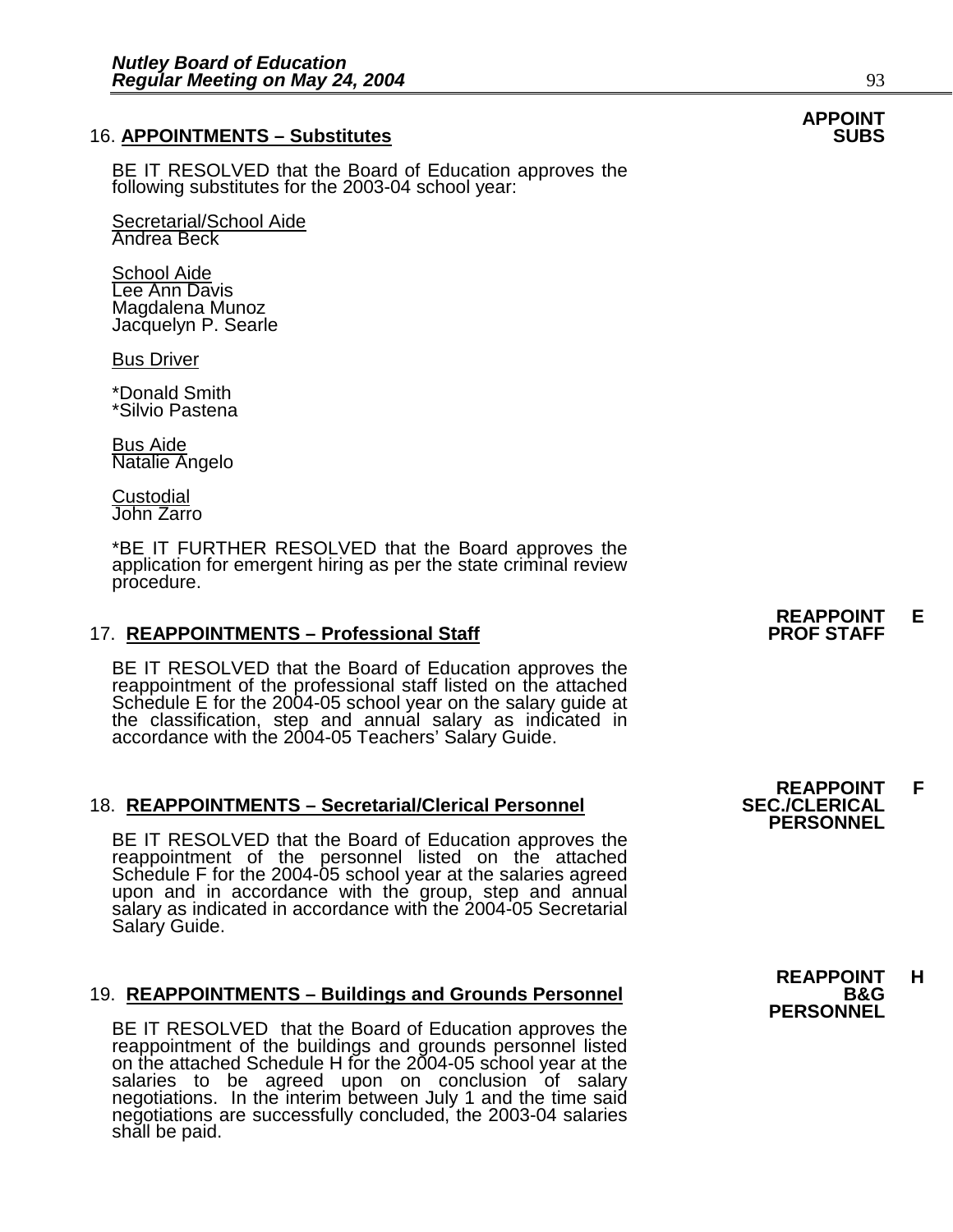16. **APPOINTMENTS – Substitutes** **APPOINT SUBS**

BE IT RESOLVED that the Board of Education approves the following substitutes for the 2003-04 school year:

Secretarial/School Aide
Andrea Beck

School Aide
Lee Ann Davis
Magdalena Munoz
Jacquelyn P. Searle

Bus Driver

*Donald Smith
*Silvio Pastena

Bus Aide
Natalie Angelo

Custodial
John Zarro

*BE IT FURTHER RESOLVED that the Board approves the application for emergent hiring as per the state criminal review procedure.

17. **REAPPOINTMENTS – Professional Staff** **REAPPOINT E PROF STAFF**

BE IT RESOLVED that the Board of Education approves the reappointment of the professional staff listed on the attached Schedule E for the 2004-05 school year on the salary guide at the classification, step and annual salary as indicated in accordance with the 2004-05 Teachers' Salary Guide.

18. **REAPPOINTMENTS – Secretarial/Clerical Personnel** **REAPPOINT F SEC./CLERICAL PERSONNEL**

BE IT RESOLVED that the Board of Education approves the reappointment of the personnel listed on the attached Schedule F for the 2004-05 school year at the salaries agreed upon and in accordance with the group, step and annual salary as indicated in accordance with the 2004-05 Secretarial Salary Guide.

19. **REAPPOINTMENTS – Buildings and Grounds Personnel** **REAPPOINT H B&G PERSONNEL**

BE IT RESOLVED that the Board of Education approves the reappointment of the buildings and grounds personnel listed on the attached Schedule H for the 2004-05 school year at the salaries to be agreed upon on conclusion of salary negotiations. In the interim between July 1 and the time said negotiations are successfully concluded, the 2003-04 salaries shall be paid.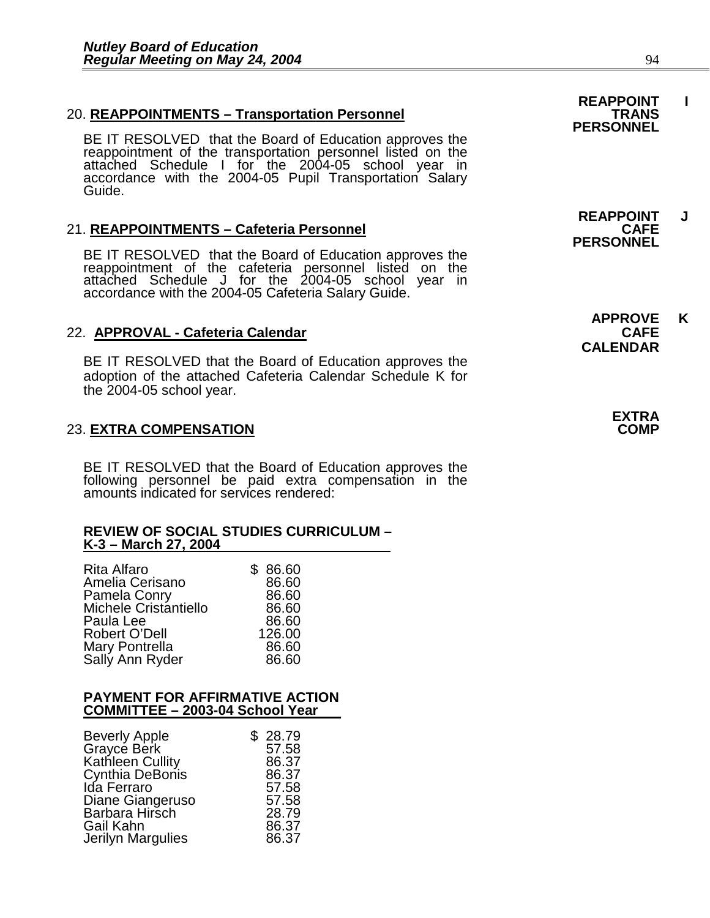20. **REAPPOINTMENTS – Transportation Personnel**

**REAPPOINT TRANS PERSONNEL** **I**

BE IT RESOLVED that the Board of Education approves the reappointment of the transportation personnel listed on the attached Schedule I for the 2004-05 school year in accordance with the 2004-05 Pupil Transportation Salary Guide.

21. **REAPPOINTMENTS – Cafeteria Personnel**

**REAPPOINT CAFE PERSONNEL** **J**

BE IT RESOLVED that the Board of Education approves the reappointment of the cafeteria personnel listed on the attached Schedule J for the 2004-05 school year in accordance with the 2004-05 Cafeteria Salary Guide.

22. **APPROVAL - Cafeteria Calendar**

**APPROVE CAFE CALENDAR** **K**

BE IT RESOLVED that the Board of Education approves the adoption of the attached Cafeteria Calendar Schedule K for the 2004-05 school year.

23. **EXTRA COMPENSATION**

**EXTRA COMP**

BE IT RESOLVED that the Board of Education approves the following personnel be paid extra compensation in the amounts indicated for services rendered:

**REVIEW OF SOCIAL STUDIES CURRICULUM – K-3 – March 27, 2004**

| | |
|---|---|
| Rita Alfaro | $ 86.60 |
| Amelia Cerisano | 86.60 |
| Pamela Conry | 86.60 |
| Michele Cristantiello | 86.60 |
| Paula Lee | 86.60 |
| Robert O'Dell | 126.00 |
| Mary Pontrella | 86.60 |
| Sally Ann Ryder | 86.60 |

**PAYMENT FOR AFFIRMATIVE ACTION COMMITTEE – 2003-04 School Year**

| | |
|---|---|
| Beverly Apple | $ 28.79 |
| Grayce Berk | 57.58 |
| Kathleen Cullity | 86.37 |
| Cynthia DeBonis | 86.37 |
| Ida Ferraro | 57.58 |
| Diane Giangeruso | 57.58 |
| Barbara Hirsch | 28.79 |
| Gail Kahn | 86.37 |
| Jerilyn Margulies | 86.37 |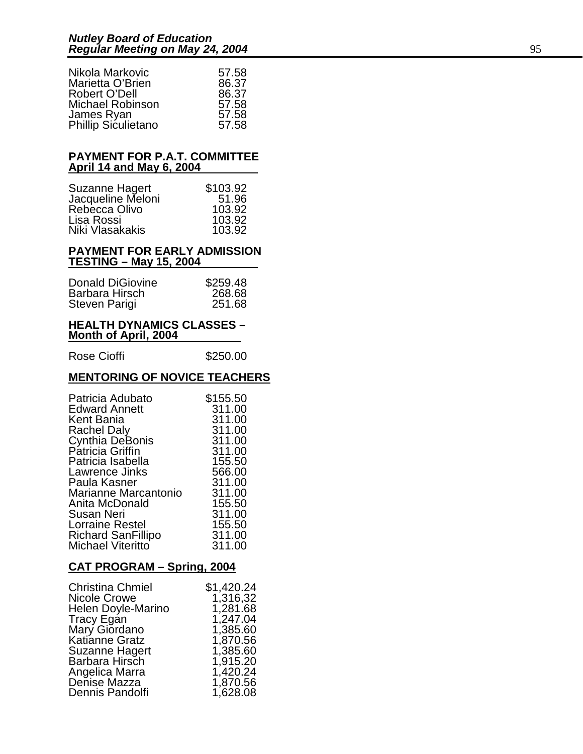| | |
|---|---|
| Nikola Markovic | 57.58 |
| Marietta O'Brien | 86.37 |
| Robert O'Dell | 86.37 |
| Michael Robinson | 57.58 |
| James Ryan | 57.58 |
| Phillip Siculietano | 57.58 |

**PAYMENT FOR P.A.T. COMMITTEE**
**April 14 and May 6, 2004**

| | |
|---|---|
| Suzanne Hagert | $103.92 |
| Jacqueline Meloni | 51.96 |
| Rebecca Olivo | 103.92 |
| Lisa Rossi | 103.92 |
| Niki Vlasakakis | 103.92 |

**PAYMENT FOR EARLY ADMISSION**
**TESTING – May 15, 2004**

| | |
|---|---|
| Donald DiGiovine | $259.48 |
| Barbara Hirsch | 268.68 |
| Steven Parigi | 251.68 |

**HEALTH DYNAMICS CLASSES –**
**Month of April, 2004**

| | |
|---|---|
| Rose Cioffi | $250.00 |

**MENTORING OF NOVICE TEACHERS**

| | |
|---|---|
| Patricia Adubato | $155.50 |
| Edward Annett | 311.00 |
| Kent Bania | 311.00 |
| Rachel Daly | 311.00 |
| Cynthia DeBonis | 311.00 |
| Patricia Griffin | 311.00 |
| Patricia Isabella | 155.50 |
| Lawrence Jinks | 566.00 |
| Paula Kasner | 311.00 |
| Marianne Marcantonio | 311.00 |
| Anita McDonald | 155.50 |
| Susan Neri | 311.00 |
| Lorraine Restel | 155.50 |
| Richard SanFillipo | 311.00 |
| Michael Viteritto | 311.00 |

**CAT PROGRAM – Spring, 2004**

| | |
|---|---|
| Christina Chmiel | $1,420.24 |
| Nicole Crowe | 1,316,32 |
| Helen Doyle-Marino | 1,281.68 |
| Tracy Egan | 1,247.04 |
| Mary Giordano | 1,385.60 |
| Katianne Gratz | 1,870.56 |
| Suzanne Hagert | 1,385.60 |
| Barbara Hirsch | 1,915.20 |
| Angelica Marra | 1,420.24 |
| Denise Mazza | 1,870.56 |
| Dennis Pandolfi | 1,628.08 |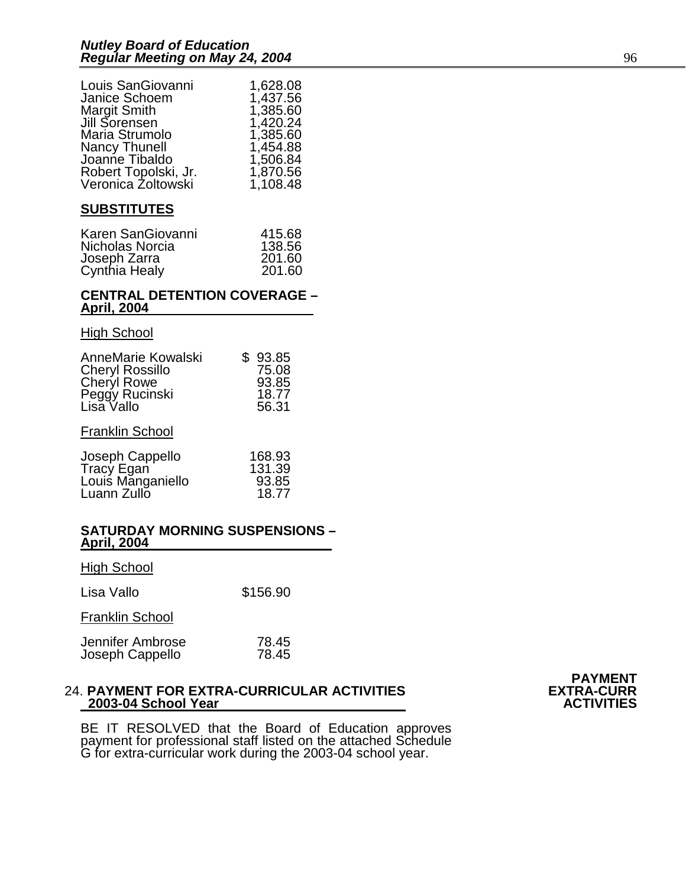| | |
|---|---|
| Louis SanGiovanni | 1,628.08 |
| Janice Schoem | 1,437.56 |
| Margit Smith | 1,385.60 |
| Jill Sorensen | 1,420.24 |
| Maria Strumolo | 1,385.60 |
| Nancy Thunell | 1,454.88 |
| Joanne Tibaldo | 1,506.84 |
| Robert Topolski, Jr. | 1,870.56 |
| Veronica Zoltowski | 1,108.48 |

**SUBSTITUTES**

| | |
|---|---|
| Karen SanGiovanni | 415.68 |
| Nicholas Norcia | 138.56 |
| Joseph Zarra | 201.60 |
| Cynthia Healy | 201.60 |

**CENTRAL DETENTION COVERAGE – April, 2004**

High School

| | |
|---|---|
| AnneMarie Kowalski | $ 93.85 |
| Cheryl Rossillo | 75.08 |
| Cheryl Rowe | 93.85 |
| Peggy Rucinski | 18.77 |
| Lisa Vallo | 56.31 |

Franklin School

| | |
|---|---|
| Joseph Cappello | 168.93 |
| Tracy Egan | 131.39 |
| Louis Manganiello | 93.85 |
| Luann Zullo | 18.77 |

**SATURDAY MORNING SUSPENSIONS – April, 2004**

High School

| | |
|---|---|
| Lisa Vallo | $156.90 |

Franklin School

| | |
|---|---|
| Jennifer Ambrose | 78.45 |
| Joseph Cappello | 78.45 |

24. **PAYMENT FOR EXTRA-CURRICULAR ACTIVITIES 2003-04 School Year** **PAYMENT EXTRA-CURR ACTIVITIES**

BE IT RESOLVED that the Board of Education approves payment for professional staff listed on the attached Schedule G for extra-curricular work during the 2003-04 school year.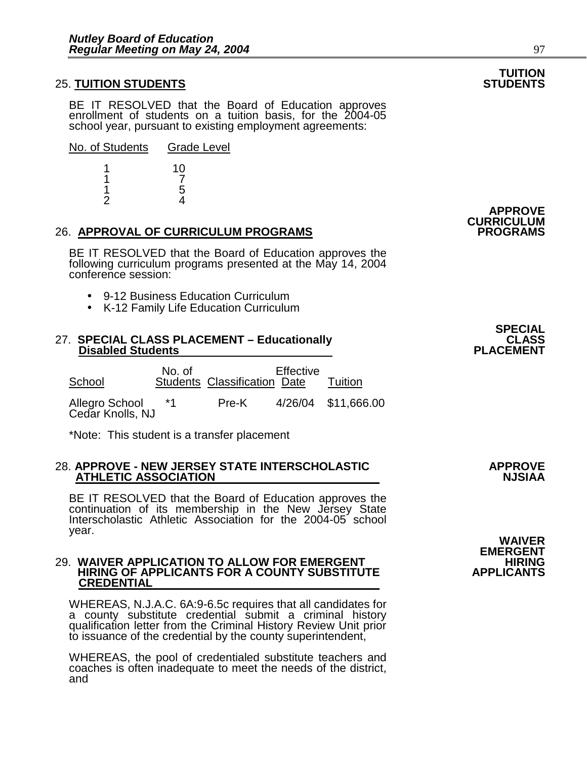**TUITION STUDENTS**

## 25. TUITION STUDENTS

BE IT RESOLVED that the Board of Education approves enrollment of students on a tuition basis, for the 2004-05 school year, pursuant to existing employment agreements:

| No. of Students | Grade Level |
|---|---|
| 1 | 10 |
| 1 | 7 |
| 1 | 5 |
| 2 | 4 |

**APPROVE CURRICULUM PROGRAMS**

## 26. APPROVAL OF CURRICULUM PROGRAMS

BE IT RESOLVED that the Board of Education approves the following curriculum programs presented at the May 14, 2004 conference session:

- 9-12 Business Education Curriculum
- K-12 Family Life Education Curriculum

**SPECIAL CLASS PLACEMENT**

## 27. SPECIAL CLASS PLACEMENT – Educationally Disabled Students

| School | No. of Students | Classification | Effective Date | Tuition |
|---|---|---|---|---|
| Allegro School Cedar Knolls, NJ | *1 | Pre-K | 4/26/04 | $11,666.00 |

*Note: This student is a transfer placement

**APPROVE NJSIAA**

## 28. APPROVE - NEW JERSEY STATE INTERSCHOLASTIC ATHLETIC ASSOCIATION

BE IT RESOLVED that the Board of Education approves the continuation of its membership in the New Jersey State Interscholastic Athletic Association for the 2004-05 school year.

**WAIVER EMERGENT HIRING APPLICANTS**

## 29. WAIVER APPLICATION TO ALLOW FOR EMERGENT HIRING OF APPLICANTS FOR A COUNTY SUBSTITUTE CREDENTIAL

WHEREAS, N.J.A.C. 6A:9-6.5c requires that all candidates for a county substitute credential submit a criminal history qualification letter from the Criminal History Review Unit prior to issuance of the credential by the county superintendent,

WHEREAS, the pool of credentialed substitute teachers and coaches is often inadequate to meet the needs of the district, and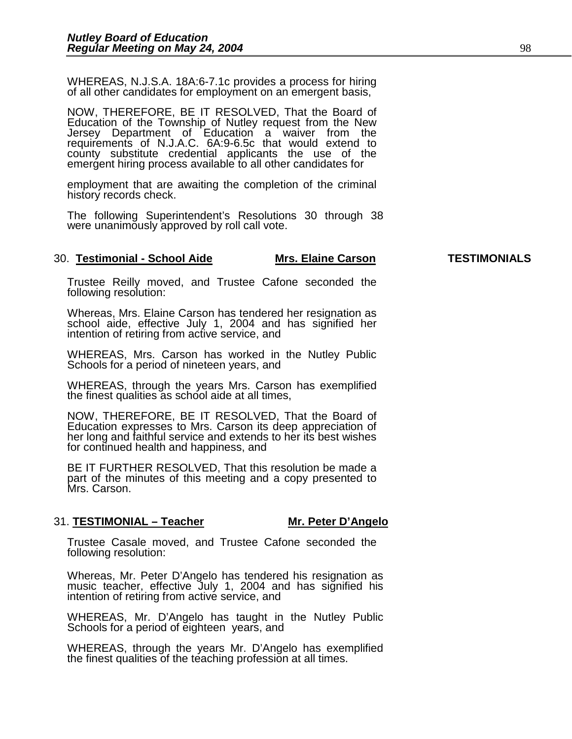WHEREAS, N.J.S.A. 18A:6-7.1c provides a process for hiring of all other candidates for employment on an emergent basis,

NOW, THEREFORE, BE IT RESOLVED, That the Board of Education of the Township of Nutley request from the New Jersey Department of Education a waiver from the requirements of N.J.A.C. 6A:9-6.5c that would extend to county substitute credential applicants the use of the emergent hiring process available to all other candidates for

employment that are awaiting the completion of the criminal history records check.

The following Superintendent's Resolutions 30 through 38 were unanimously approved by roll call vote.

**TESTIMONIALS**

30. **Testimonial - School Aide** **Mrs. Elaine Carson**

Trustee Reilly moved, and Trustee Cafone seconded the following resolution:

Whereas, Mrs. Elaine Carson has tendered her resignation as school aide, effective July 1, 2004 and has signified her intention of retiring from active service, and

WHEREAS, Mrs. Carson has worked in the Nutley Public Schools for a period of nineteen years, and

WHEREAS, through the years Mrs. Carson has exemplified the finest qualities as school aide at all times,

NOW, THEREFORE, BE IT RESOLVED, That the Board of Education expresses to Mrs. Carson its deep appreciation of her long and faithful service and extends to her its best wishes for continued health and happiness, and

BE IT FURTHER RESOLVED, That this resolution be made a part of the minutes of this meeting and a copy presented to Mrs. Carson.

31. **TESTIMONIAL – Teacher** **Mr. Peter D'Angelo**

Trustee Casale moved, and Trustee Cafone seconded the following resolution:

Whereas, Mr. Peter D'Angelo has tendered his resignation as music teacher, effective July 1, 2004 and has signified his intention of retiring from active service, and

WHEREAS, Mr. D'Angelo has taught in the Nutley Public Schools for a period of eighteen years, and

WHEREAS, through the years Mr. D'Angelo has exemplified the finest qualities of the teaching profession at all times.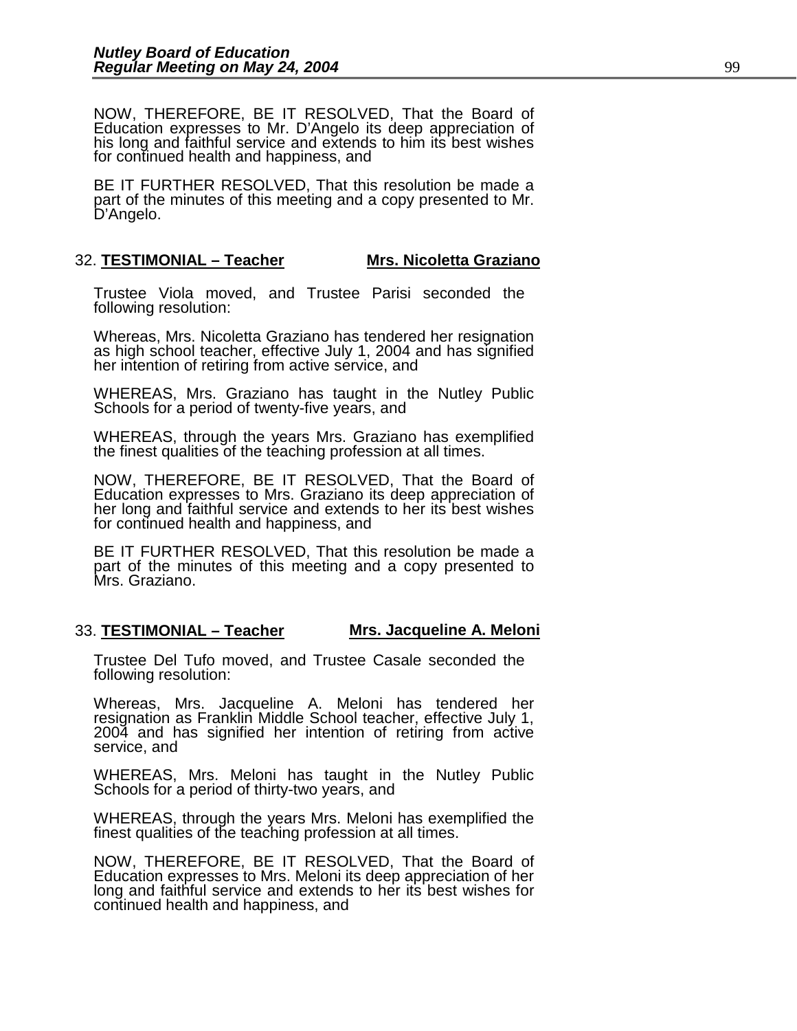NOW, THEREFORE, BE IT RESOLVED, That the Board of Education expresses to Mr. D'Angelo its deep appreciation of his long and faithful service and extends to him its best wishes for continued health and happiness, and

BE IT FURTHER RESOLVED, That this resolution be made a part of the minutes of this meeting and a copy presented to Mr. D'Angelo.

32. **TESTIMONIAL – Teacher** **Mrs. Nicoletta Graziano**

Trustee Viola moved, and Trustee Parisi seconded the following resolution:

Whereas, Mrs. Nicoletta Graziano has tendered her resignation as high school teacher, effective July 1, 2004 and has signified her intention of retiring from active service, and

WHEREAS, Mrs. Graziano has taught in the Nutley Public Schools for a period of twenty-five years, and

WHEREAS, through the years Mrs. Graziano has exemplified the finest qualities of the teaching profession at all times.

NOW, THEREFORE, BE IT RESOLVED, That the Board of Education expresses to Mrs. Graziano its deep appreciation of her long and faithful service and extends to her its best wishes for continued health and happiness, and

BE IT FURTHER RESOLVED, That this resolution be made a part of the minutes of this meeting and a copy presented to Mrs. Graziano.

33. **TESTIMONIAL – Teacher** **Mrs. Jacqueline A. Meloni**

Trustee Del Tufo moved, and Trustee Casale seconded the following resolution:

Whereas, Mrs. Jacqueline A. Meloni has tendered her resignation as Franklin Middle School teacher, effective July 1, 2004 and has signified her intention of retiring from active service, and

WHEREAS, Mrs. Meloni has taught in the Nutley Public Schools for a period of thirty-two years, and

WHEREAS, through the years Mrs. Meloni has exemplified the finest qualities of the teaching profession at all times.

NOW, THEREFORE, BE IT RESOLVED, That the Board of Education expresses to Mrs. Meloni its deep appreciation of her long and faithful service and extends to her its best wishes for continued health and happiness, and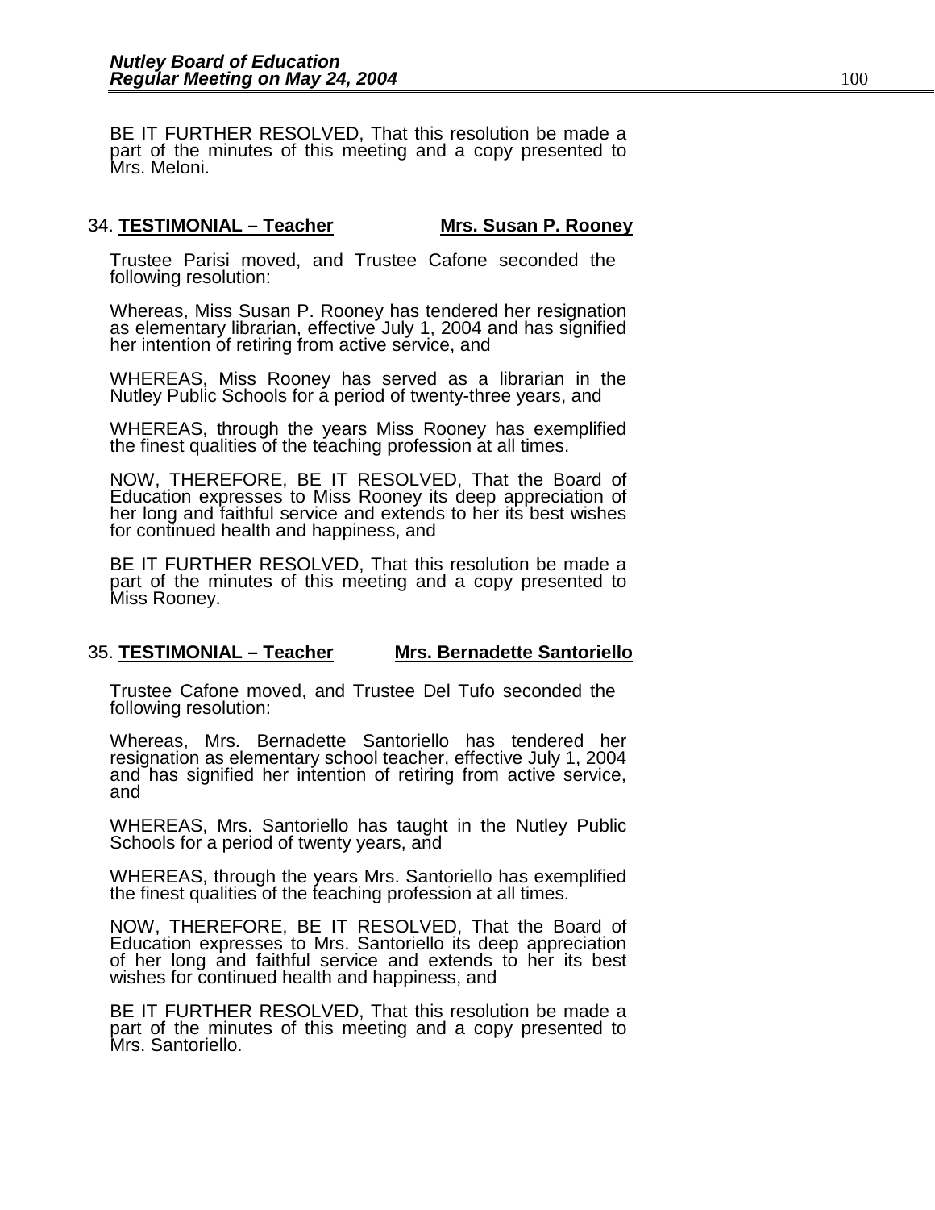BE IT FURTHER RESOLVED, That this resolution be made a part of the minutes of this meeting and a copy presented to Mrs. Meloni.

34. **TESTIMONIAL – Teacher** **Mrs. Susan P. Rooney**

Trustee Parisi moved, and Trustee Cafone seconded the following resolution:

Whereas, Miss Susan P. Rooney has tendered her resignation as elementary librarian, effective July 1, 2004 and has signified her intention of retiring from active service, and

WHEREAS, Miss Rooney has served as a librarian in the Nutley Public Schools for a period of twenty-three years, and

WHEREAS, through the years Miss Rooney has exemplified the finest qualities of the teaching profession at all times.

NOW, THEREFORE, BE IT RESOLVED, That the Board of Education expresses to Miss Rooney its deep appreciation of her long and faithful service and extends to her its best wishes for continued health and happiness, and

BE IT FURTHER RESOLVED, That this resolution be made a part of the minutes of this meeting and a copy presented to Miss Rooney.

35. **TESTIMONIAL – Teacher** **Mrs. Bernadette Santoriello**

Trustee Cafone moved, and Trustee Del Tufo seconded the following resolution:

Whereas, Mrs. Bernadette Santoriello has tendered her resignation as elementary school teacher, effective July 1, 2004 and has signified her intention of retiring from active service, and

WHEREAS, Mrs. Santoriello has taught in the Nutley Public Schools for a period of twenty years, and

WHEREAS, through the years Mrs. Santoriello has exemplified the finest qualities of the teaching profession at all times.

NOW, THEREFORE, BE IT RESOLVED, That the Board of Education expresses to Mrs. Santoriello its deep appreciation of her long and faithful service and extends to her its best wishes for continued health and happiness, and

BE IT FURTHER RESOLVED, That this resolution be made a part of the minutes of this meeting and a copy presented to Mrs. Santoriello.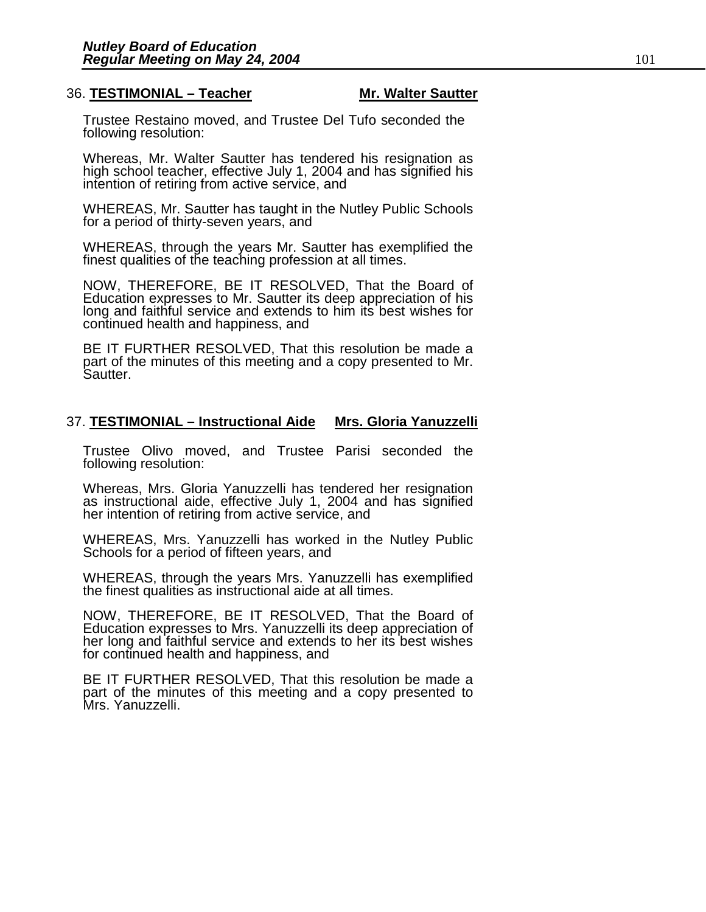### 36. **TESTIMONIAL – Teacher** **Mr. Walter Sautter**

Trustee Restaino moved, and Trustee Del Tufo seconded the following resolution:

Whereas, Mr. Walter Sautter has tendered his resignation as high school teacher, effective July 1, 2004 and has signified his intention of retiring from active service, and

WHEREAS, Mr. Sautter has taught in the Nutley Public Schools for a period of thirty-seven years, and

WHEREAS, through the years Mr. Sautter has exemplified the finest qualities of the teaching profession at all times.

NOW, THEREFORE, BE IT RESOLVED, That the Board of Education expresses to Mr. Sautter its deep appreciation of his long and faithful service and extends to him its best wishes for continued health and happiness, and

BE IT FURTHER RESOLVED, That this resolution be made a part of the minutes of this meeting and a copy presented to Mr. Sautter.

### 37. **TESTIMONIAL – Instructional Aide** **Mrs. Gloria Yanuzzelli**

Trustee Olivo moved, and Trustee Parisi seconded the following resolution:

Whereas, Mrs. Gloria Yanuzzelli has tendered her resignation as instructional aide, effective July 1, 2004 and has signified her intention of retiring from active service, and

WHEREAS, Mrs. Yanuzzelli has worked in the Nutley Public Schools for a period of fifteen years, and

WHEREAS, through the years Mrs. Yanuzzelli has exemplified the finest qualities as instructional aide at all times.

NOW, THEREFORE, BE IT RESOLVED, That the Board of Education expresses to Mrs. Yanuzzelli its deep appreciation of her long and faithful service and extends to her its best wishes for continued health and happiness, and

BE IT FURTHER RESOLVED, That this resolution be made a part of the minutes of this meeting and a copy presented to Mrs. Yanuzzelli.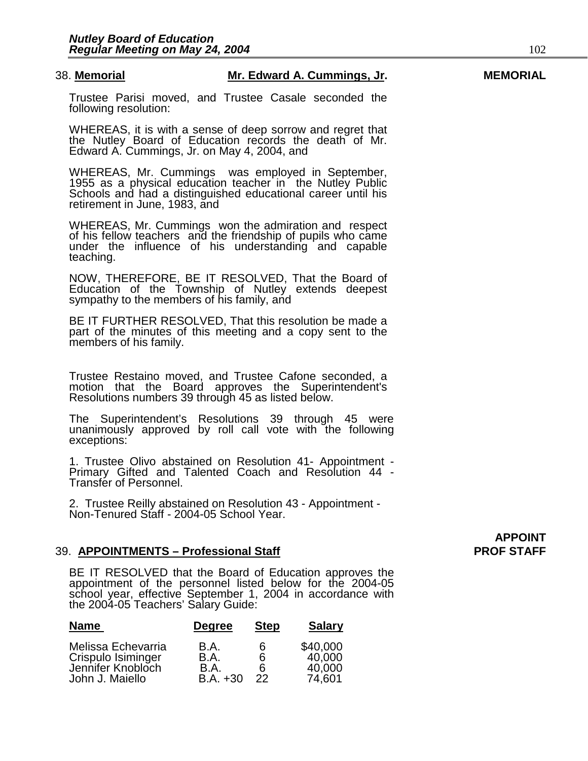38. **Memorial** **Mr. Edward A. Cummings, Jr.** **MEMORIAL**

Trustee Parisi moved, and Trustee Casale seconded the following resolution:

WHEREAS, it is with a sense of deep sorrow and regret that the Nutley Board of Education records the death of Mr. Edward A. Cummings, Jr. on May 4, 2004, and

WHEREAS, Mr. Cummings was employed in September, 1955 as a physical education teacher in the Nutley Public Schools and had a distinguished educational career until his retirement in June, 1983, and

WHEREAS, Mr. Cummings won the admiration and respect of his fellow teachers and the friendship of pupils who came under the influence of his understanding and capable teaching.

NOW, THEREFORE, BE IT RESOLVED, That the Board of Education of the Township of Nutley extends deepest sympathy to the members of his family, and

BE IT FURTHER RESOLVED, That this resolution be made a part of the minutes of this meeting and a copy sent to the members of his family.

Trustee Restaino moved, and Trustee Cafone seconded, a motion that the Board approves the Superintendent's Resolutions numbers 39 through 45 as listed below.

The Superintendent's Resolutions 39 through 45 were unanimously approved by roll call vote with the following exceptions:

1. Trustee Olivo abstained on Resolution 41- Appointment - Primary Gifted and Talented Coach and Resolution 44 - Transfer of Personnel.

2. Trustee Reilly abstained on Resolution 43 - Appointment - Non-Tenured Staff - 2004-05 School Year.

39. **APPOINTMENTS – Professional Staff** **APPOINT PROF STAFF**

BE IT RESOLVED that the Board of Education approves the appointment of the personnel listed below for the 2004-05 school year, effective September 1, 2004 in accordance with the 2004-05 Teachers' Salary Guide:

| Name | Degree | Step | Salary |
|---|---|---|---|
| Melissa Echevarria | B.A. | 6 | $40,000 |
| Crispulo Isiminger | B.A. | 6 | 40,000 |
| Jennifer Knobloch | B.A. | 6 | 40,000 |
| John J. Maiello | B.A. +30 | 22 | 74,601 |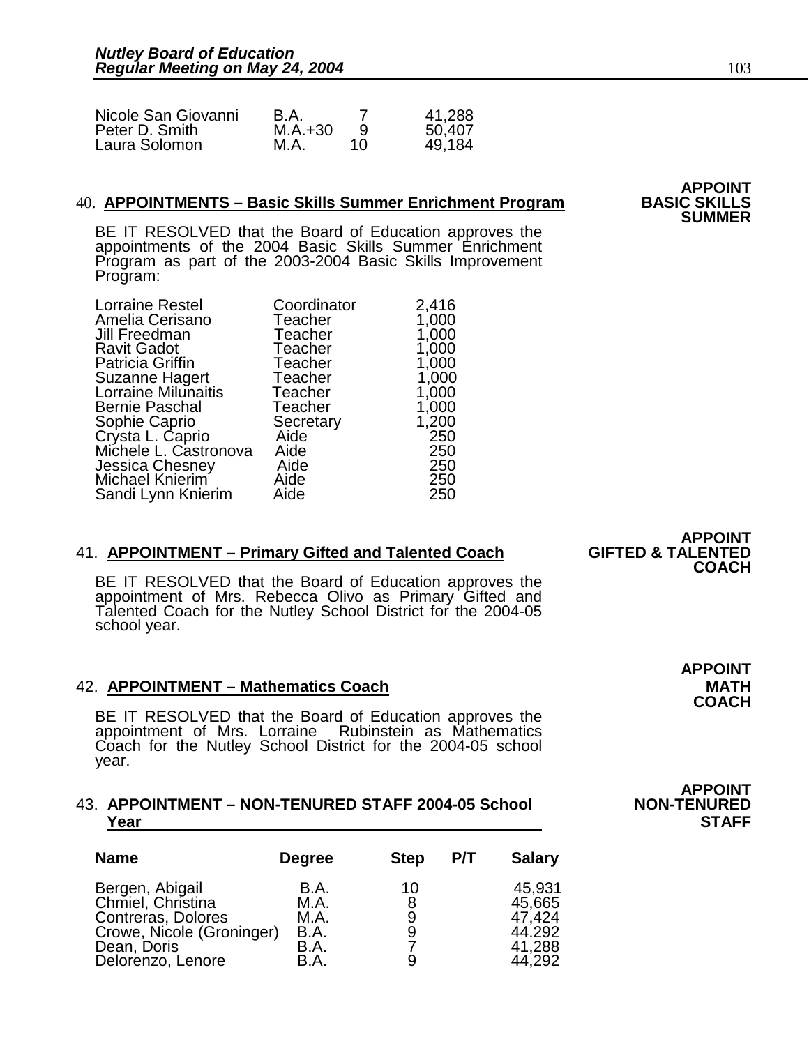| | | | |
|---|---|---|---|
| Nicole San Giovanni | B.A. | 7 | 41,288 |
| Peter D. Smith | M.A.+30 | 9 | 50,407 |
| Laura Solomon | M.A. | 10 | 49,184 |

**APPOINT BASIC SKILLS SUMMER**

40. **APPOINTMENTS – Basic Skills Summer Enrichment Program**

BE IT RESOLVED that the Board of Education approves the appointments of the 2004 Basic Skills Summer Enrichment Program as part of the 2003-2004 Basic Skills Improvement Program:

| | | |
|---|---|---|
| Lorraine Restel | Coordinator | 2,416 |
| Amelia Cerisano | Teacher | 1,000 |
| Jill Freedman | Teacher | 1,000 |
| Ravit Gadot | Teacher | 1,000 |
| Patricia Griffin | Teacher | 1,000 |
| Suzanne Hagert | Teacher | 1,000 |
| Lorraine Milunaitis | Teacher | 1,000 |
| Bernie Paschal | Teacher | 1,000 |
| Sophie Caprio | Secretary | 1,200 |
| Crysta L. Caprio | Aide | 250 |
| Michele L. Castronova | Aide | 250 |
| Jessica Chesney | Aide | 250 |
| Michael Knierim | Aide | 250 |
| Sandi Lynn Knierim | Aide | 250 |

**APPOINT GIFTED & TALENTED COACH**

41. **APPOINTMENT – Primary Gifted and Talented Coach**

BE IT RESOLVED that the Board of Education approves the appointment of Mrs. Rebecca Olivo as Primary Gifted and Talented Coach for the Nutley School District for the 2004-05 school year.

**APPOINT MATH COACH**

42. **APPOINTMENT – Mathematics Coach**

BE IT RESOLVED that the Board of Education approves the appointment of Mrs. Lorraine Rubinstein as Mathematics Coach for the Nutley School District for the 2004-05 school year.

**APPOINT NON-TENURED STAFF**

43. **APPOINTMENT – NON-TENURED STAFF 2004-05 School Year**

| Name | Degree | Step | P/T | Salary |
|---|---|---|---|---|
| Bergen, Abigail | B.A. | 10 | | 45,931 |
| Chmiel, Christina | M.A. | 8 | | 45,665 |
| Contreras, Dolores | M.A. | 9 | | 47,424 |
| Crowe, Nicole (Groninger) | B.A. | 9 | | 44.292 |
| Dean, Doris | B.A. | 7 | | 41,288 |
| Delorenzo, Lenore | B.A. | 9 | | 44,292 |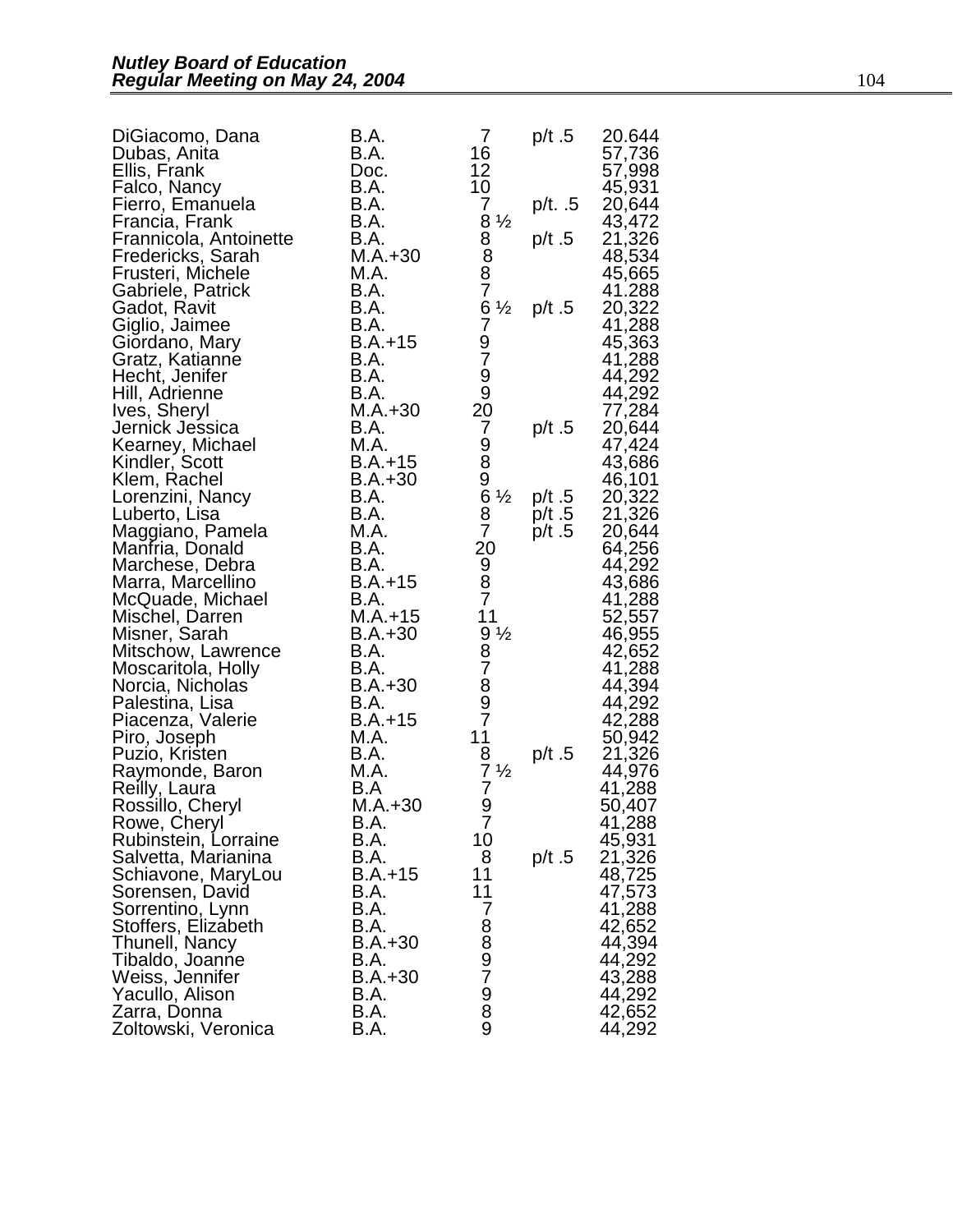| | | | | |
|---|---|---|---|---|
| DiGiacomo, Dana | B.A. | 7 | p/t .5 | 20.644 |
| Dubas, Anita | B.A. | 16 | | 57,736 |
| Ellis, Frank | Doc. | 12 | | 57,998 |
| Falco, Nancy | B.A. | 10 | | 45,931 |
| Fierro, Emanuela | B.A. | 7 | p/t. .5 | 20,644 |
| Francia, Frank | B.A. | 8 ½ | | 43,472 |
| Frannicola, Antoinette | B.A. | 8 | p/t .5 | 21,326 |
| Fredericks, Sarah | M.A.+30 | 8 | | 48,534 |
| Frusteri, Michele | M.A. | 8 | | 45,665 |
| Gabriele, Patrick | B.A. | 7 | | 41.288 |
| Gadot, Ravit | B.A. | 6 ½ | p/t .5 | 20,322 |
| Giglio, Jaimee | B.A. | 7 | | 41,288 |
| Giordano, Mary | B.A.+15 | 9 | | 45,363 |
| Gratz, Katianne | B.A. | 7 | | 41,288 |
| Hecht, Jenifer | B.A. | 9 | | 44,292 |
| Hill, Adrienne | B.A. | 9 | | 44,292 |
| Ives, Sheryl | M.A.+30 | 20 | | 77,284 |
| Jernick Jessica | B.A. | 7 | p/t .5 | 20,644 |
| Kearney, Michael | M.A. | 9 | | 47,424 |
| Kindler, Scott | B.A.+15 | 8 | | 43,686 |
| Klem, Rachel | B.A.+30 | 9 | | 46,101 |
| Lorenzini, Nancy | B.A. | 6 ½ | p/t .5 | 20,322 |
| Luberto, Lisa | B.A. | 8 | p/t .5 | 21,326 |
| Maggiano, Pamela | M.A. | 7 | p/t .5 | 20,644 |
| Manfria, Donald | B.A. | 20 | | 64,256 |
| Marchese, Debra | B.A. | 9 | | 44,292 |
| Marra, Marcellino | B.A.+15 | 8 | | 43,686 |
| McQuade, Michael | B.A. | 7 | | 41,288 |
| Mischel, Darren | M.A.+15 | 11 | | 52,557 |
| Misner, Sarah | B.A.+30 | 9 ½ | | 46,955 |
| Mitschow, Lawrence | B.A. | 8 | | 42,652 |
| Moscaritola, Holly | B.A. | 7 | | 41,288 |
| Norcia, Nicholas | B.A.+30 | 8 | | 44,394 |
| Palestina, Lisa | B.A. | 9 | | 44,292 |
| Piacenza, Valerie | B.A.+15 | 7 | | 42,288 |
| Piro, Joseph | M.A. | 11 | | 50,942 |
| Puzio, Kristen | B.A. | 8 | p/t .5 | 21,326 |
| Raymonde, Baron | M.A. | 7 ½ | | 44,976 |
| Reilly, Laura | B.A | 7 | | 41,288 |
| Rossillo, Cheryl | M.A.+30 | 9 | | 50,407 |
| Rowe, Cheryl | B.A. | 7 | | 41,288 |
| Rubinstein, Lorraine | B.A. | 10 | | 45,931 |
| Salvetta, Marianina | B.A. | 8 | p/t .5 | 21,326 |
| Schiavone, MaryLou | B.A.+15 | 11 | | 48,725 |
| Sorensen, David | B.A. | 11 | | 47,573 |
| Sorrentino, Lynn | B.A. | 7 | | 41,288 |
| Stoffers, Elizabeth | B.A. | 8 | | 42,652 |
| Thunell, Nancy | B.A.+30 | 8 | | 44,394 |
| Tibaldo, Joanne | B.A. | 9 | | 44,292 |
| Weiss, Jennifer | B.A.+30 | 7 | | 43,288 |
| Yacullo, Alison | B.A. | 9 | | 44,292 |
| Zarra, Donna | B.A. | 8 | | 42,652 |
| Zoltowski, Veronica | B.A. | 9 | | 44,292 |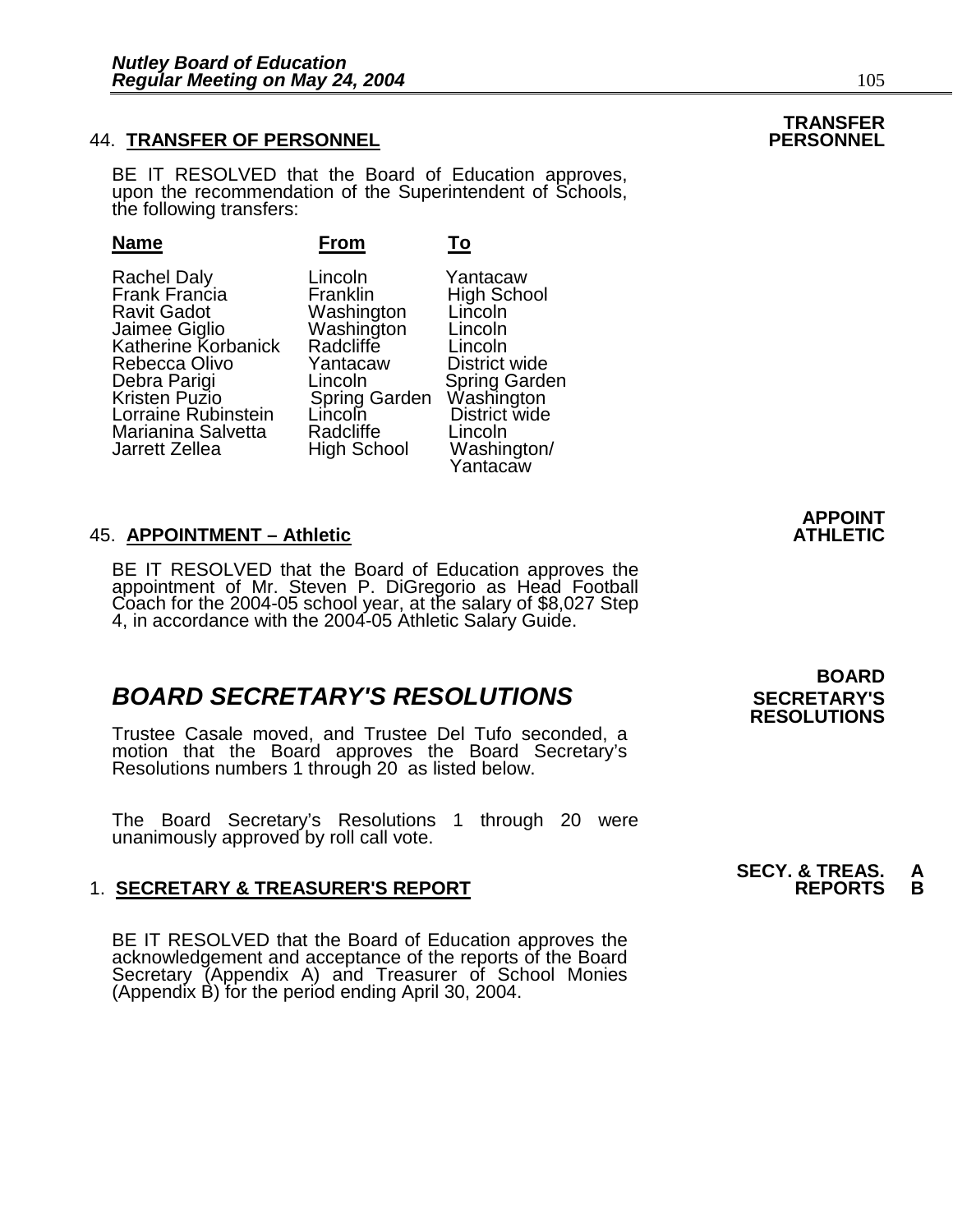### 44. **TRANSFER OF PERSONNEL**

**TRANSFER PERSONNEL**

BE IT RESOLVED that the Board of Education approves, upon the recommendation of the Superintendent of Schools, the following transfers:

| Name | From | To |
|---|---|---|
| Rachel Daly | Lincoln | Yantacaw |
| Frank Francia | Franklin | High School |
| Ravit Gadot | Washington | Lincoln |
| Jaimee Giglio | Washington | Lincoln |
| Katherine Korbanick | Radcliffe | Lincoln |
| Rebecca Olivo | Yantacaw | District wide |
| Debra Parigi | Lincoln | Spring Garden |
| Kristen Puzio | Spring Garden | Washington |
| Lorraine Rubinstein | Lincoln | District wide |
| Marianina Salvetta | Radcliffe | Lincoln |
| Jarrett Zellea | High School | Washington/ Yantacaw |

### 45. **APPOINTMENT – Athletic**

**APPOINT ATHLETIC**

BE IT RESOLVED that the Board of Education approves the appointment of Mr. Steven P. DiGregorio as Head Football Coach for the 2004-05 school year, at the salary of $8,027 Step 4, in accordance with the 2004-05 Athletic Salary Guide.

## *BOARD SECRETARY'S RESOLUTIONS*

**BOARD SECRETARY'S RESOLUTIONS**

Trustee Casale moved, and Trustee Del Tufo seconded, a motion that the Board approves the Board Secretary's Resolutions numbers 1 through 20 as listed below.

The Board Secretary's Resolutions 1 through 20 were unanimously approved by roll call vote.

### 1. **SECRETARY & TREASURER'S REPORT**

**SECY. & TREAS. REPORTS A B**

BE IT RESOLVED that the Board of Education approves the acknowledgement and acceptance of the reports of the Board Secretary (Appendix A) and Treasurer of School Monies (Appendix B) for the period ending April 30, 2004.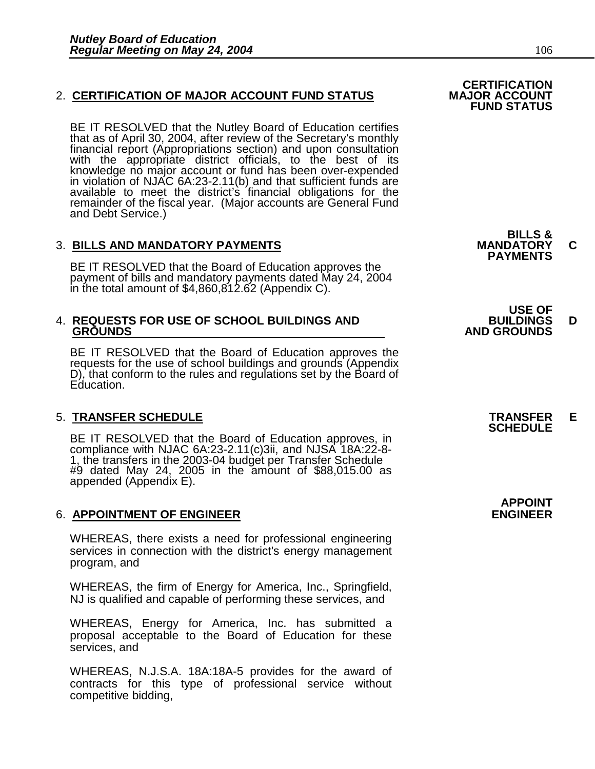## 2. CERTIFICATION OF MAJOR ACCOUNT FUND STATUS

**CERTIFICATION MAJOR ACCOUNT FUND STATUS**

BE IT RESOLVED that the Nutley Board of Education certifies that as of April 30, 2004, after review of the Secretary's monthly financial report (Appropriations section) and upon consultation with the appropriate district officials, to the best of its knowledge no major account or fund has been over-expended in violation of NJAC 6A:23-2.11(b) and that sufficient funds are available to meet the district's financial obligations for the remainder of the fiscal year. (Major accounts are General Fund and Debt Service.)

## 3. BILLS AND MANDATORY PAYMENTS

**BILLS & MANDATORY PAYMENTS** **C**

BE IT RESOLVED that the Board of Education approves the payment of bills and mandatory payments dated May 24, 2004 in the total amount of $4,860,812.62 (Appendix C).

## 4. REQUESTS FOR USE OF SCHOOL BUILDINGS AND GROUNDS

**USE OF BUILDINGS AND GROUNDS** **D**

BE IT RESOLVED that the Board of Education approves the requests for the use of school buildings and grounds (Appendix D), that conform to the rules and regulations set by the Board of Education.

## 5. TRANSFER SCHEDULE

**TRANSFER SCHEDULE** **E**

BE IT RESOLVED that the Board of Education approves, in compliance with NJAC 6A:23-2.11(c)3ii, and NJSA 18A:22-8-1, the transfers in the 2003-04 budget per Transfer Schedule #9 dated May 24, 2005 in the amount of $88,015.00 as appended (Appendix E).

## 6. APPOINTMENT OF ENGINEER

**APPOINT ENGINEER**

WHEREAS, there exists a need for professional engineering services in connection with the district's energy management program, and

WHEREAS, the firm of Energy for America, Inc., Springfield, NJ is qualified and capable of performing these services, and

WHEREAS, Energy for America, Inc. has submitted a proposal acceptable to the Board of Education for these services, and

WHEREAS, N.J.S.A. 18A:18A-5 provides for the award of contracts for this type of professional service without competitive bidding,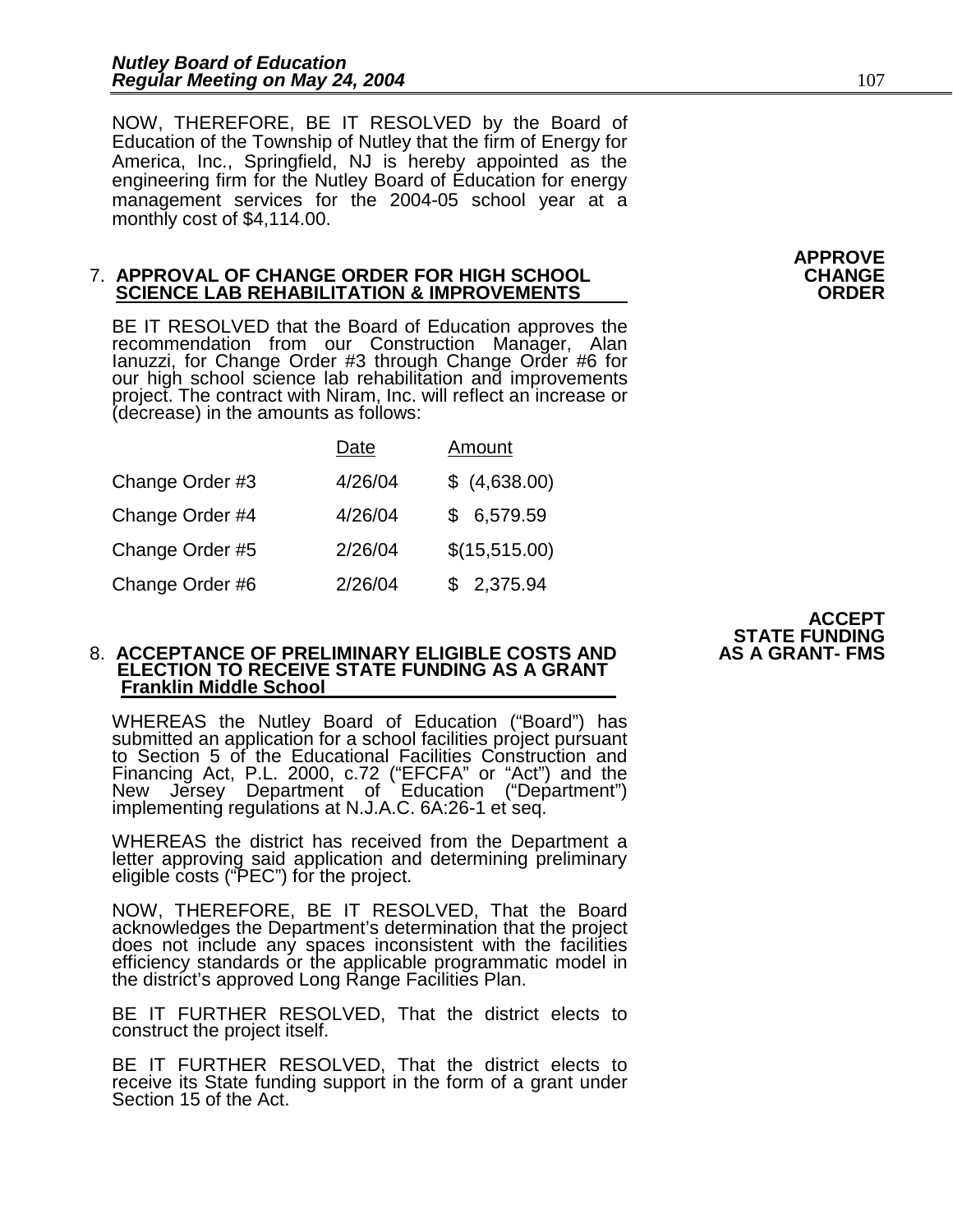NOW, THEREFORE, BE IT RESOLVED by the Board of Education of the Township of Nutley that the firm of Energy for America, Inc., Springfield, NJ is hereby appointed as the engineering firm for the Nutley Board of Education for energy management services for the 2004-05 school year at a monthly cost of $4,114.00.

**APPROVE CHANGE ORDER**

7. **APPROVAL OF CHANGE ORDER FOR HIGH SCHOOL SCIENCE LAB REHABILITATION & IMPROVEMENTS**

BE IT RESOLVED that the Board of Education approves the recommendation from our Construction Manager, Alan Ianuzzi, for Change Order #3 through Change Order #6 for our high school science lab rehabilitation and improvements project. The contract with Niram, Inc. will reflect an increase or (decrease) in the amounts as follows:

| | Date | Amount |
|---|---|---|
| Change Order #3 | 4/26/04 | $ (4,638.00) |
| Change Order #4 | 4/26/04 | $ 6,579.59 |
| Change Order #5 | 2/26/04 | $(15,515.00) |
| Change Order #6 | 2/26/04 | $ 2,375.94 |

**ACCEPT STATE FUNDING AS A GRANT- FMS**

8. **ACCEPTANCE OF PRELIMINARY ELIGIBLE COSTS AND ELECTION TO RECEIVE STATE FUNDING AS A GRANT Franklin Middle School**

WHEREAS the Nutley Board of Education ("Board") has submitted an application for a school facilities project pursuant to Section 5 of the Educational Facilities Construction and Financing Act, P.L. 2000, c.72 ("EFCFA" or "Act") and the New Jersey Department of Education ("Department") implementing regulations at N.J.A.C. 6A:26-1 et seq.

WHEREAS the district has received from the Department a letter approving said application and determining preliminary eligible costs ("PEC") for the project.

NOW, THEREFORE, BE IT RESOLVED, That the Board acknowledges the Department's determination that the project does not include any spaces inconsistent with the facilities efficiency standards or the applicable programmatic model in the district's approved Long Range Facilities Plan.

BE IT FURTHER RESOLVED, That the district elects to construct the project itself.

BE IT FURTHER RESOLVED, That the district elects to receive its State funding support in the form of a grant under Section 15 of the Act.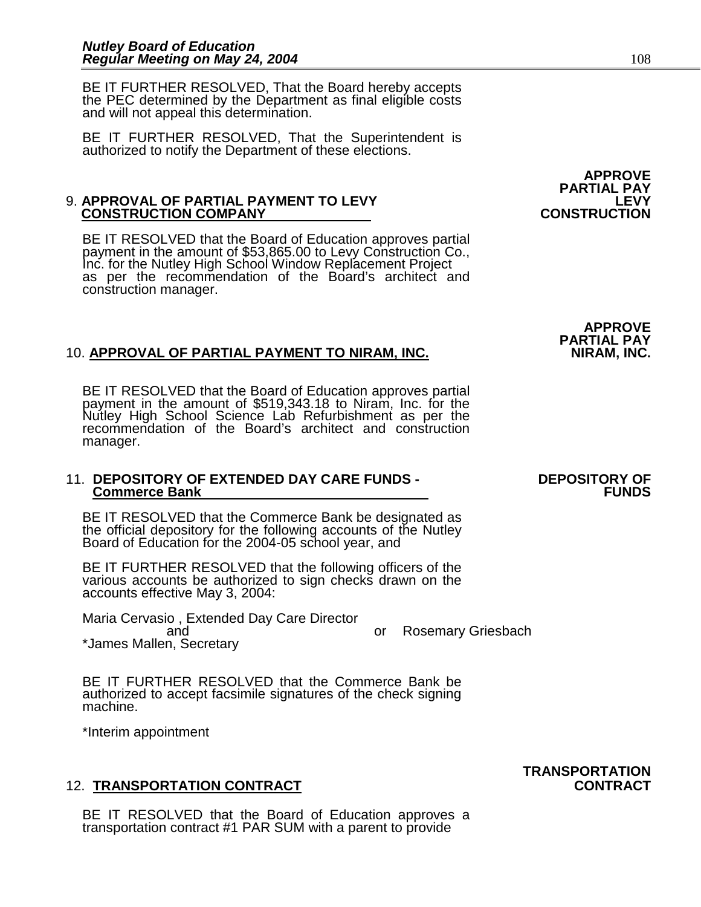BE IT FURTHER RESOLVED, That the Board hereby accepts the PEC determined by the Department as final eligible costs and will not appeal this determination.

BE IT FURTHER RESOLVED, That the Superintendent is authorized to notify the Department of these elections.

**APPROVE PARTIAL PAY LEVY CONSTRUCTION**

9. **APPROVAL OF PARTIAL PAYMENT TO LEVY CONSTRUCTION COMPANY**

BE IT RESOLVED that the Board of Education approves partial payment in the amount of $53,865.00 to Levy Construction Co., Inc. for the Nutley High School Window Replacement Project as per the recommendation of the Board's architect and construction manager.

**APPROVE PARTIAL PAY NIRAM, INC.**

10. **APPROVAL OF PARTIAL PAYMENT TO NIRAM, INC.**

BE IT RESOLVED that the Board of Education approves partial payment in the amount of $519,343.18 to Niram, Inc. for the Nutley High School Science Lab Refurbishment as per the recommendation of the Board's architect and construction manager.

**DEPOSITORY OF FUNDS**

11. **DEPOSITORY OF EXTENDED DAY CARE FUNDS - Commerce Bank**

BE IT RESOLVED that the Commerce Bank be designated as the official depository for the following accounts of the Nutley Board of Education for the 2004-05 school year, and

BE IT FURTHER RESOLVED that the following officers of the various accounts be authorized to sign checks drawn on the accounts effective May 3, 2004:

Maria Cervasio , Extended Day Care Director
and — or Rosemary Griesbach
*James Mallen, Secretary

BE IT FURTHER RESOLVED that the Commerce Bank be authorized to accept facsimile signatures of the check signing machine.

*Interim appointment

**TRANSPORTATION CONTRACT**

12. **TRANSPORTATION CONTRACT**

BE IT RESOLVED that the Board of Education approves a transportation contract #1 PAR SUM with a parent to provide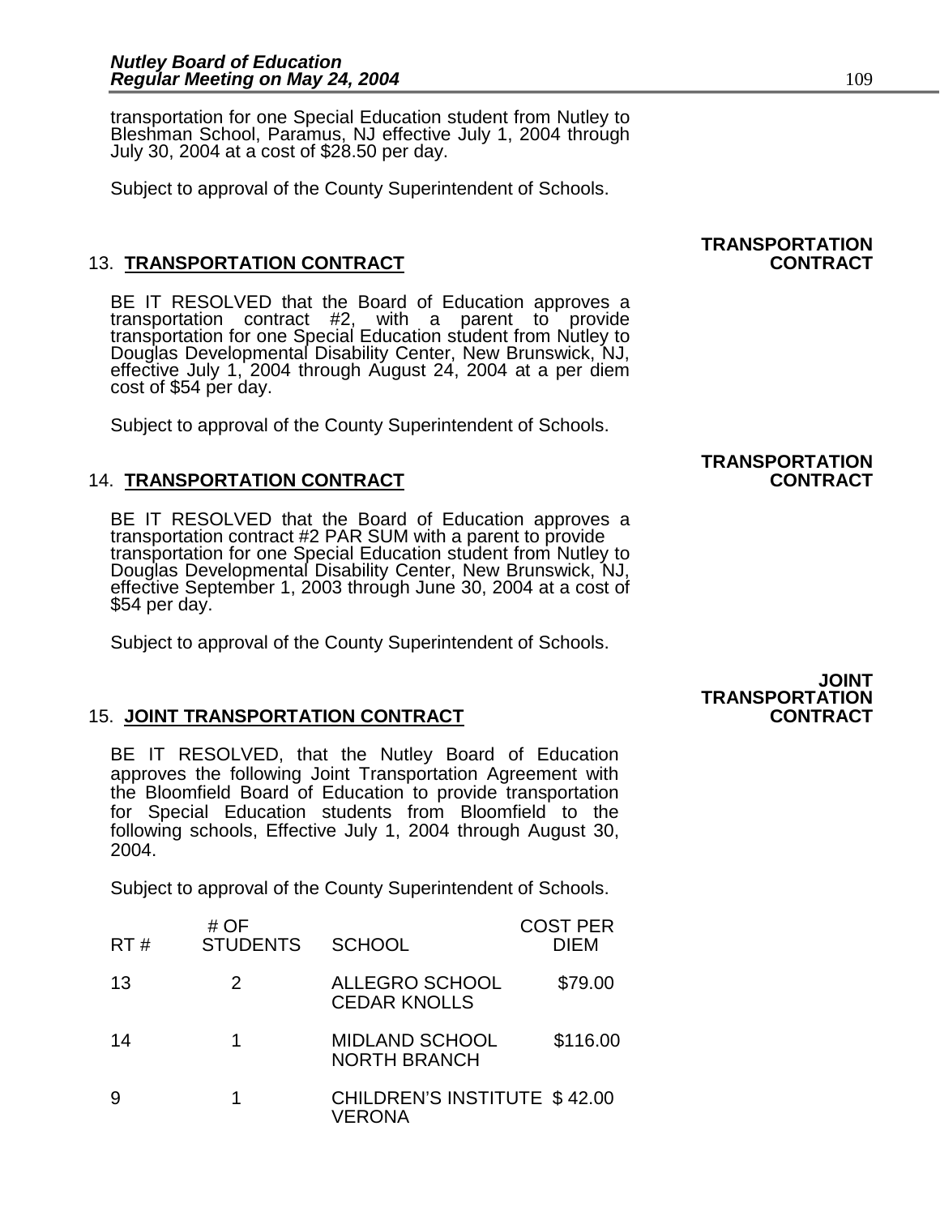transportation for one Special Education student from Nutley to Bleshman School, Paramus, NJ effective July 1, 2004 through July 30, 2004 at a cost of $28.50 per day.

Subject to approval of the County Superintendent of Schools.

**TRANSPORTATION CONTRACT**

13. **TRANSPORTATION CONTRACT**

BE IT RESOLVED that the Board of Education approves a transportation contract #2, with a parent to provide transportation for one Special Education student from Nutley to Douglas Developmental Disability Center, New Brunswick, NJ, effective July 1, 2004 through August 24, 2004 at a per diem cost of $54 per day.

Subject to approval of the County Superintendent of Schools.

**TRANSPORTATION CONTRACT**

14. **TRANSPORTATION CONTRACT**

BE IT RESOLVED that the Board of Education approves a transportation contract #2 PAR SUM with a parent to provide transportation for one Special Education student from Nutley to Douglas Developmental Disability Center, New Brunswick, NJ, effective September 1, 2003 through June 30, 2004 at a cost of $54 per day.

Subject to approval of the County Superintendent of Schools.

**JOINT TRANSPORTATION CONTRACT**

15. **JOINT TRANSPORTATION CONTRACT**

BE IT RESOLVED, that the Nutley Board of Education approves the following Joint Transportation Agreement with the Bloomfield Board of Education to provide transportation for Special Education students from Bloomfield to the following schools, Effective July 1, 2004 through August 30, 2004.

Subject to approval of the County Superintendent of Schools.

| RT # | # OF STUDENTS | SCHOOL | COST PER DIEM |
|---|---|---|---|
| 13 | 2 | ALLEGRO SCHOOL CEDAR KNOLLS | $79.00 |
| 14 | 1 | MIDLAND SCHOOL NORTH BRANCH | $116.00 |
| 9 | 1 | CHILDREN'S INSTITUTE VERONA | $ 42.00 |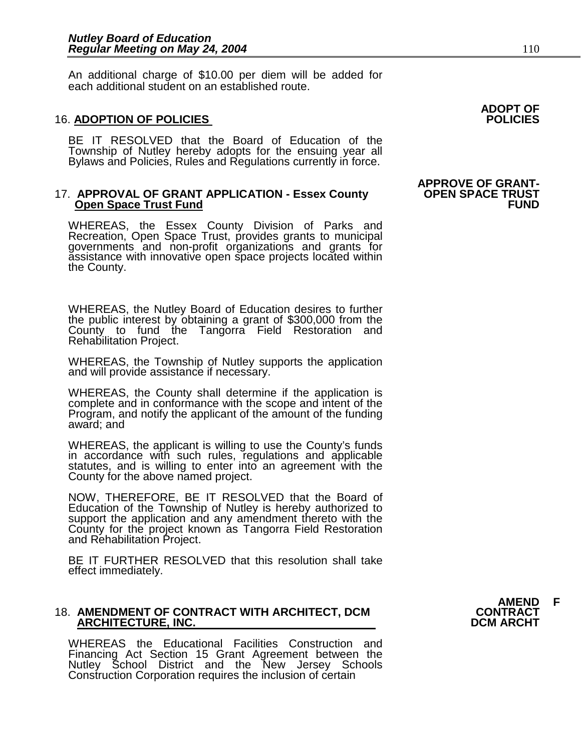An additional charge of $10.00 per diem will be added for each additional student on an established route.

**ADOPT OF POLICIES**

16. **ADOPTION OF POLICIES**

BE IT RESOLVED that the Board of Education of the Township of Nutley hereby adopts for the ensuing year all Bylaws and Policies, Rules and Regulations currently in force.

**APPROVE OF GRANT-OPEN SPACE TRUST FUND**

17. **APPROVAL OF GRANT APPLICATION - Essex County Open Space Trust Fund**

WHEREAS, the Essex County Division of Parks and Recreation, Open Space Trust, provides grants to municipal governments and non-profit organizations and grants for assistance with innovative open space projects located within the County.

WHEREAS, the Nutley Board of Education desires to further the public interest by obtaining a grant of $300,000 from the County to fund the Tangorra Field Restoration and Rehabilitation Project.

WHEREAS, the Township of Nutley supports the application and will provide assistance if necessary.

WHEREAS, the County shall determine if the application is complete and in conformance with the scope and intent of the Program, and notify the applicant of the amount of the funding award; and

WHEREAS, the applicant is willing to use the County's funds in accordance with such rules, regulations and applicable statutes, and is willing to enter into an agreement with the County for the above named project.

NOW, THEREFORE, BE IT RESOLVED that the Board of Education of the Township of Nutley is hereby authorized to support the application and any amendment thereto with the County for the project known as Tangorra Field Restoration and Rehabilitation Project.

BE IT FURTHER RESOLVED that this resolution shall take effect immediately.

**AMEND F CONTRACT DCM ARCHT**

18. **AMENDMENT OF CONTRACT WITH ARCHITECT, DCM ARCHITECTURE, INC.**

WHEREAS the Educational Facilities Construction and Financing Act Section 15 Grant Agreement between the Nutley School District and the New Jersey Schools Construction Corporation requires the inclusion of certain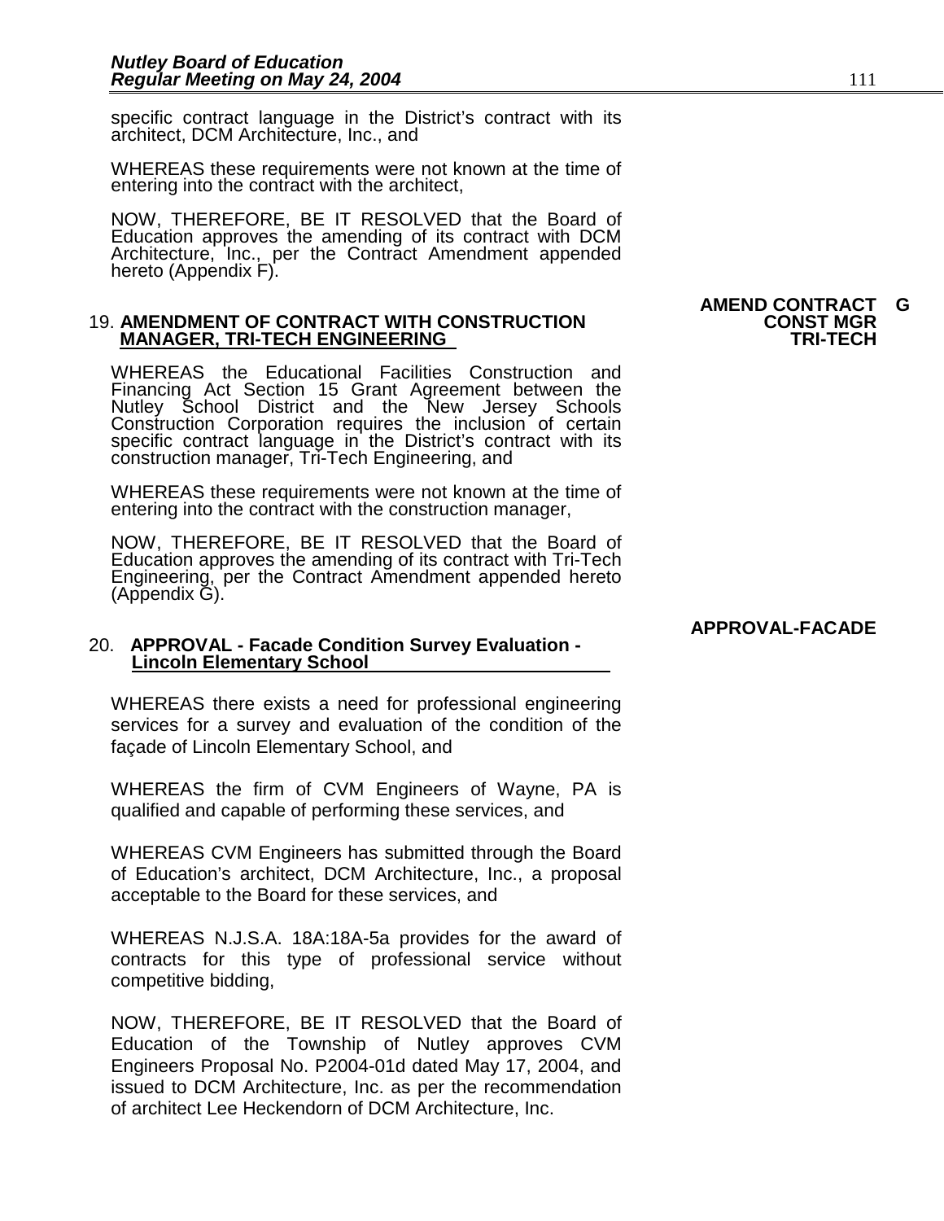specific contract language in the District's contract with its architect, DCM Architecture, Inc., and

WHEREAS these requirements were not known at the time of entering into the contract with the architect,

NOW, THEREFORE, BE IT RESOLVED that the Board of Education approves the amending of its contract with DCM Architecture, Inc., per the Contract Amendment appended hereto (Appendix F).

**AMEND CONTRACT G CONST MGR TRI-TECH**

19. **AMENDMENT OF CONTRACT WITH CONSTRUCTION MANAGER, TRI-TECH ENGINEERING**

WHEREAS the Educational Facilities Construction and Financing Act Section 15 Grant Agreement between the Nutley School District and the New Jersey Schools Construction Corporation requires the inclusion of certain specific contract language in the District's contract with its construction manager, Tri-Tech Engineering, and

WHEREAS these requirements were not known at the time of entering into the contract with the construction manager,

NOW, THEREFORE, BE IT RESOLVED that the Board of Education approves the amending of its contract with Tri-Tech Engineering, per the Contract Amendment appended hereto (Appendix G).

**APPROVAL-FACADE**

20. **APPROVAL - Facade Condition Survey Evaluation - Lincoln Elementary School**

WHEREAS there exists a need for professional engineering services for a survey and evaluation of the condition of the façade of Lincoln Elementary School, and

WHEREAS the firm of CVM Engineers of Wayne, PA is qualified and capable of performing these services, and

WHEREAS CVM Engineers has submitted through the Board of Education's architect, DCM Architecture, Inc., a proposal acceptable to the Board for these services, and

WHEREAS N.J.S.A. 18A:18A-5a provides for the award of contracts for this type of professional service without competitive bidding,

NOW, THEREFORE, BE IT RESOLVED that the Board of Education of the Township of Nutley approves CVM Engineers Proposal No. P2004-01d dated May 17, 2004, and issued to DCM Architecture, Inc. as per the recommendation of architect Lee Heckendorn of DCM Architecture, Inc.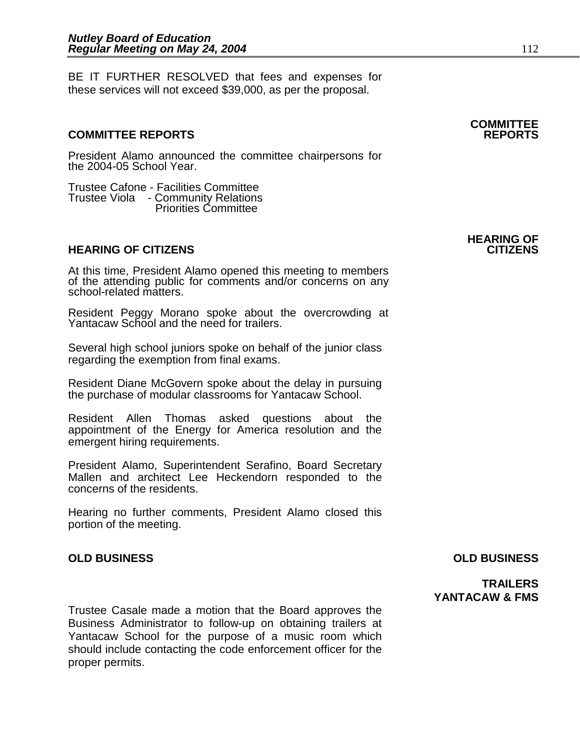BE IT FURTHER RESOLVED that fees and expenses for these services will not exceed $39,000, as per the proposal.

**COMMITTEE REPORTS**

**COMMITTEE REPORTS**

President Alamo announced the committee chairpersons for the 2004-05 School Year.

Trustee Cafone - Facilities Committee
Trustee Viola - Community Relations
Priorities Committee

**HEARING OF CITIZENS**

**HEARING OF CITIZENS**

At this time, President Alamo opened this meeting to members of the attending public for comments and/or concerns on any school-related matters.

Resident Peggy Morano spoke about the overcrowding at Yantacaw School and the need for trailers.

Several high school juniors spoke on behalf of the junior class regarding the exemption from final exams.

Resident Diane McGovern spoke about the delay in pursuing the purchase of modular classrooms for Yantacaw School.

Resident Allen Thomas asked questions about the appointment of the Energy for America resolution and the emergent hiring requirements.

President Alamo, Superintendent Serafino, Board Secretary Mallen and architect Lee Heckendorn responded to the concerns of the residents.

Hearing no further comments, President Alamo closed this portion of the meeting.

**OLD BUSINESS**

**OLD BUSINESS**

**TRAILERS YANTACAW & FMS**

Trustee Casale made a motion that the Board approves the Business Administrator to follow-up on obtaining trailers at Yantacaw School for the purpose of a music room which should include contacting the code enforcement officer for the proper permits.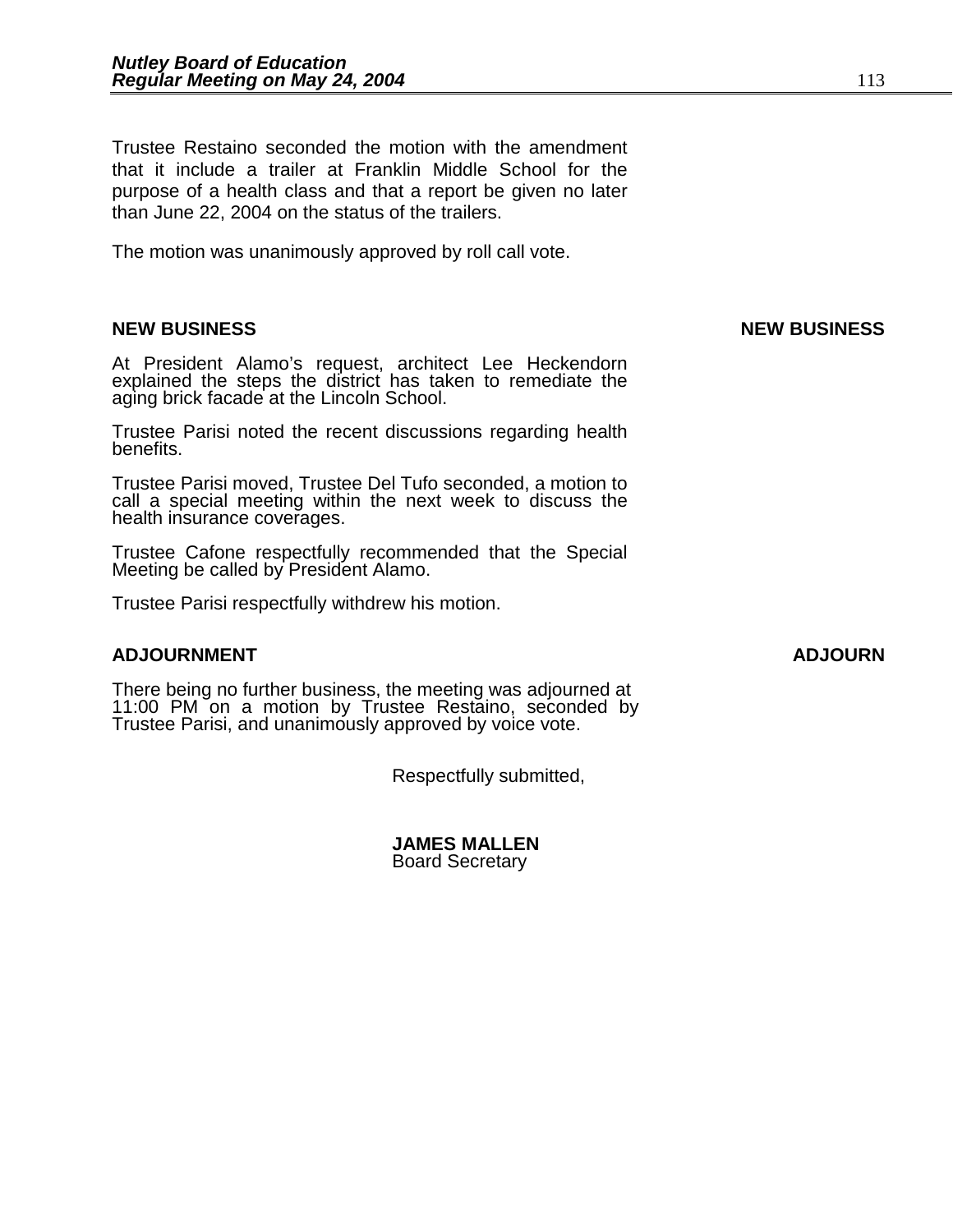Trustee Restaino seconded the motion with the amendment that it include a trailer at Franklin Middle School for the purpose of a health class and that a report be given no later than June 22, 2004 on the status of the trailers.

The motion was unanimously approved by roll call vote.

**NEW BUSINESS** **NEW BUSINESS**

At President Alamo's request, architect Lee Heckendorn explained the steps the district has taken to remediate the aging brick facade at the Lincoln School.

Trustee Parisi noted the recent discussions regarding health benefits.

Trustee Parisi moved, Trustee Del Tufo seconded, a motion to call a special meeting within the next week to discuss the health insurance coverages.

Trustee Cafone respectfully recommended that the Special Meeting be called by President Alamo.

Trustee Parisi respectfully withdrew his motion.

**ADJOURNMENT** **ADJOURN**

There being no further business, the meeting was adjourned at 11:00 PM on a motion by Trustee Restaino, seconded by Trustee Parisi, and unanimously approved by voice vote.

Respectfully submitted,

**JAMES MALLEN**
Board Secretary